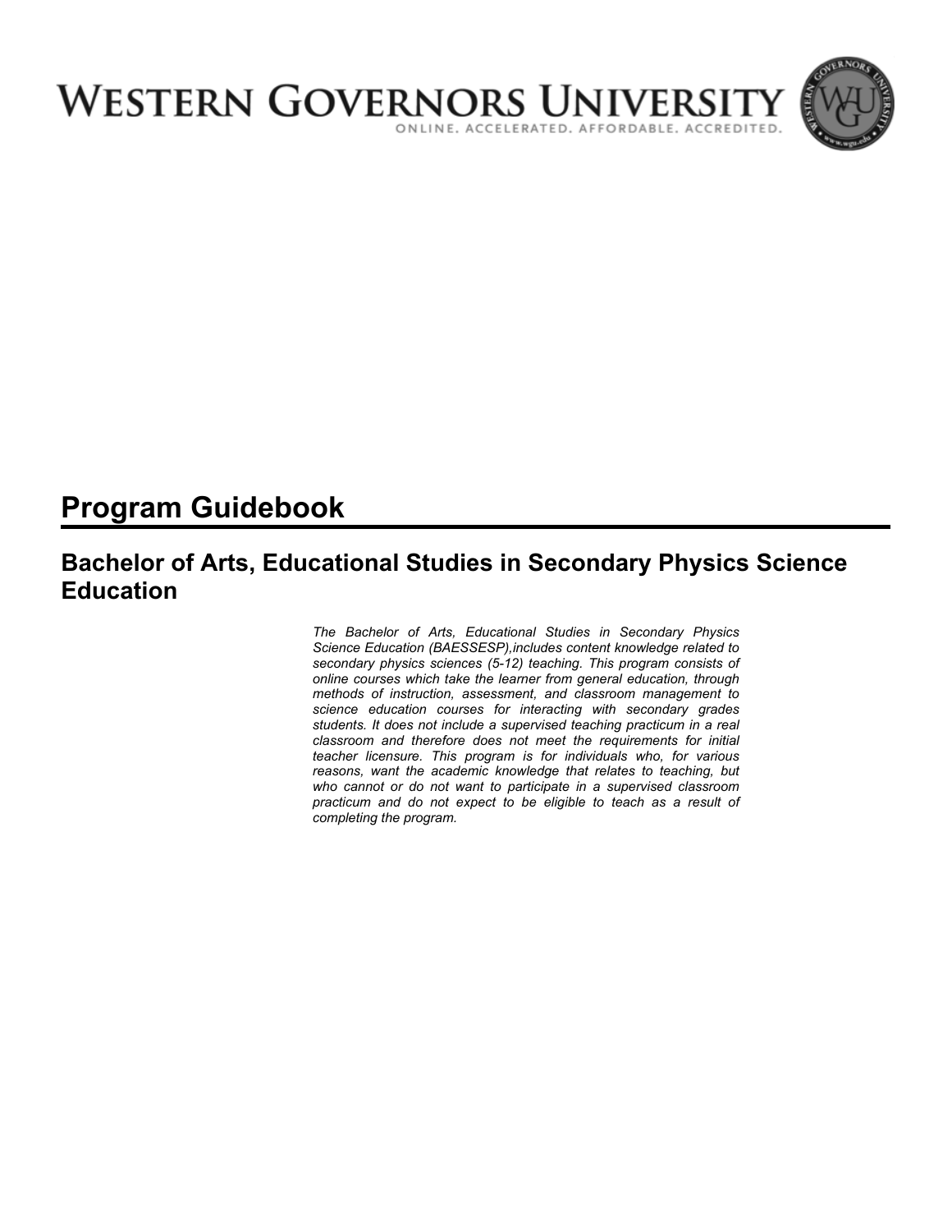# WESTERN GOVERNORS UNIVERSITY

ONLINE. ACCELERATED. AFFORDABLE. ACCREDITED.

# Program Guidebook

## Bachelor of Arts, Educational Studies in Secondary Physics Science Education

*The Bachelor of Arts, Educational Studies in Secondary Physics Science Education (BAESSESP),includes content knowledge related to secondary physics sciences (5-12) teaching. This program consists of online courses which take the learner from general education, through methods of instruction, assessment, and classroom management to science education courses for interacting with secondary grades students. It does not include a supervised teaching practicum in a real classroom and therefore does not meet the requirements for initial teacher licensure. This program is for individuals who, for various reasons, want the academic knowledge that relates to teaching, but who cannot or do not want to participate in a supervised classroom practicum and do not expect to be eligible to teach as a result of completing the program.*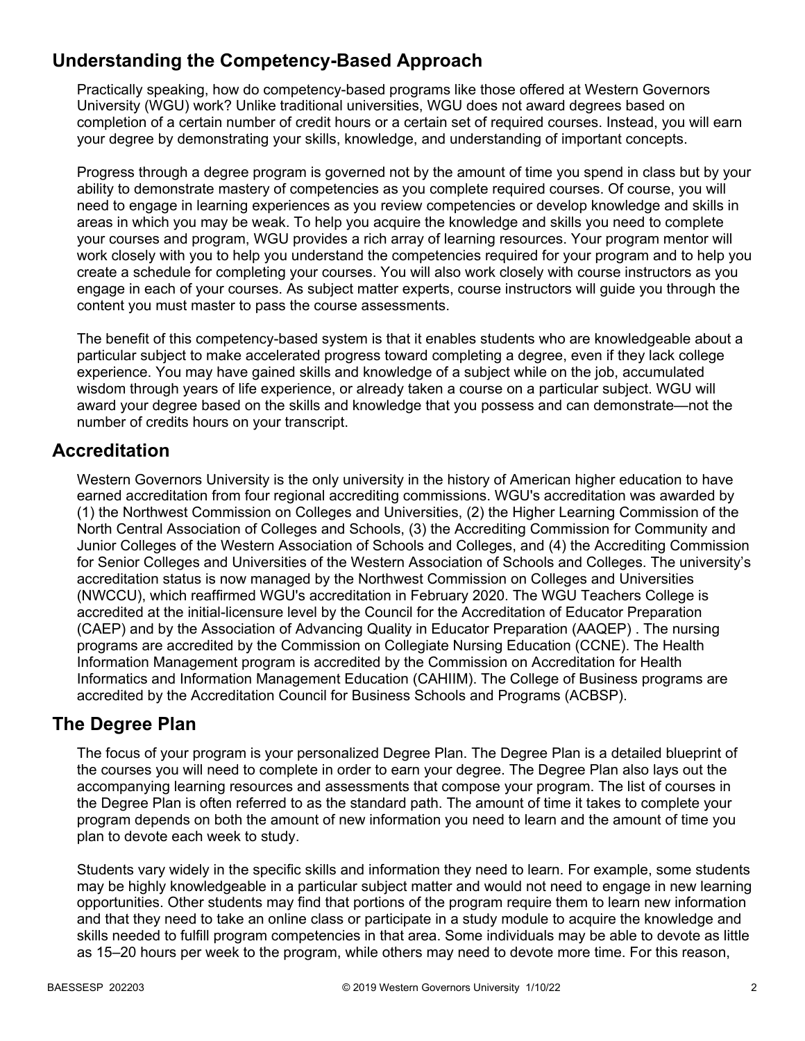## Understanding the Competency-Based Approach

Practically speaking, how do competency-based programs like those offered at Western Governors University (WGU) work? Unlike traditional universities, WGU does not award degrees based on completion of a certain number of credit hours or a certain set of required courses. Instead, you will earn your degree by demonstrating your skills, knowledge, and understanding of important concepts.

Progress through a degree program is governed not by the amount of time you spend in class but by your ability to demonstrate mastery of competencies as you complete required courses. Of course, you will need to engage in learning experiences as you review competencies or develop knowledge and skills in areas in which you may be weak. To help you acquire the knowledge and skills you need to complete your courses and program, WGU provides a rich array of learning resources. Your program mentor will work closely with you to help you understand the competencies required for your program and to help you create a schedule for completing your courses. You will also work closely with course instructors as you engage in each of your courses. As subject matter experts, course instructors will guide you through the content you must master to pass the course assessments.

The benefit of this competency-based system is that it enables students who are knowledgeable about a particular subject to make accelerated progress toward completing a degree, even if they lack college experience. You may have gained skills and knowledge of a subject while on the job, accumulated wisdom through years of life experience, or already taken a course on a particular subject. WGU will award your degree based on the skills and knowledge that you possess and can demonstrate—not the number of credits hours on your transcript.

## Accreditation

Western Governors University is the only university in the history of American higher education to have earned accreditation from four regional accrediting commissions. WGU's accreditation was awarded by (1) the Northwest Commission on Colleges and Universities, (2) the Higher Learning Commission of the North Central Association of Colleges and Schools, (3) the Accrediting Commission for Community and Junior Colleges of the Western Association of Schools and Colleges, and (4) the Accrediting Commission for Senior Colleges and Universities of the Western Association of Schools and Colleges. The university's accreditation status is now managed by the Northwest Commission on Colleges and Universities (NWCCU), which reaffirmed WGU's accreditation in February 2020. The WGU Teachers College is accredited at the initial-licensure level by the Council for the Accreditation of Educator Preparation (CAEP) and by the Association of Advancing Quality in Educator Preparation (AAQEP) . The nursing programs are accredited by the Commission on Collegiate Nursing Education (CCNE). The Health Information Management program is accredited by the Commission on Accreditation for Health Informatics and Information Management Education (CAHIIM). The College of Business programs are accredited by the Accreditation Council for Business Schools and Programs (ACBSP).

## The Degree Plan

The focus of your program is your personalized Degree Plan. The Degree Plan is a detailed blueprint of the courses you will need to complete in order to earn your degree. The Degree Plan also lays out the accompanying learning resources and assessments that compose your program. The list of courses in the Degree Plan is often referred to as the standard path. The amount of time it takes to complete your program depends on both the amount of new information you need to learn and the amount of time you plan to devote each week to study.

Students vary widely in the specific skills and information they need to learn. For example, some students may be highly knowledgeable in a particular subject matter and would not need to engage in new learning opportunities. Other students may find that portions of the program require them to learn new information and that they need to take an online class or participate in a study module to acquire the knowledge and skills needed to fulfill program competencies in that area. Some individuals may be able to devote as little as 15–20 hours per week to the program, while others may need to devote more time. For this reason,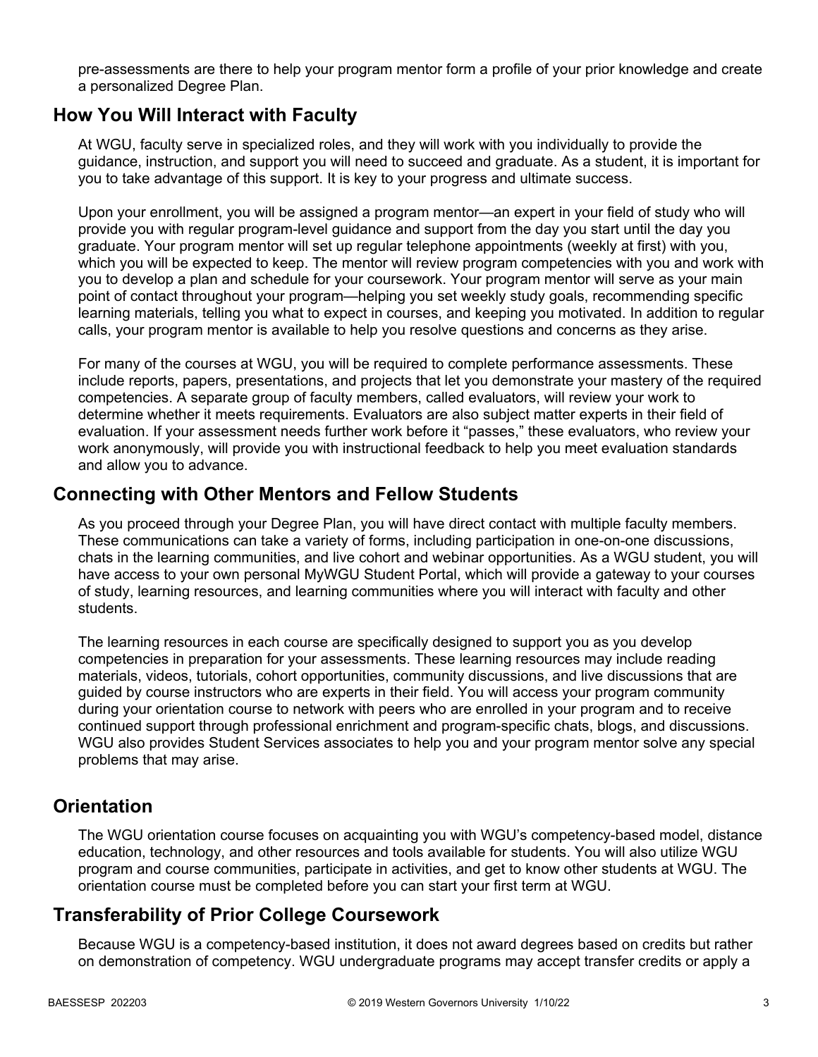pre-assessments are there to help your program mentor form a profile of your prior knowledge and create a personalized Degree Plan.

## How You Will Interact with Faculty

At WGU, faculty serve in specialized roles, and they will work with you individually to provide the guidance, instruction, and support you will need to succeed and graduate. As a student, it is important for you to take advantage of this support. It is key to your progress and ultimate success.

Upon your enrollment, you will be assigned a program mentor—an expert in your field of study who will provide you with regular program-level guidance and support from the day you start until the day you graduate. Your program mentor will set up regular telephone appointments (weekly at first) with you, which you will be expected to keep. The mentor will review program competencies with you and work with you to develop a plan and schedule for your coursework. Your program mentor will serve as your main point of contact throughout your program—helping you set weekly study goals, recommending specific learning materials, telling you what to expect in courses, and keeping you motivated. In addition to regular calls, your program mentor is available to help you resolve questions and concerns as they arise.

For many of the courses at WGU, you will be required to complete performance assessments. These include reports, papers, presentations, and projects that let you demonstrate your mastery of the required competencies. A separate group of faculty members, called evaluators, will review your work to determine whether it meets requirements. Evaluators are also subject matter experts in their field of evaluation. If your assessment needs further work before it "passes," these evaluators, who review your work anonymously, will provide you with instructional feedback to help you meet evaluation standards and allow you to advance.

## Connecting with Other Mentors and Fellow Students

As you proceed through your Degree Plan, you will have direct contact with multiple faculty members. These communications can take a variety of forms, including participation in one-on-one discussions, chats in the learning communities, and live cohort and webinar opportunities. As a WGU student, you will have access to your own personal MyWGU Student Portal, which will provide a gateway to your courses of study, learning resources, and learning communities where you will interact with faculty and other students.

The learning resources in each course are specifically designed to support you as you develop competencies in preparation for your assessments. These learning resources may include reading materials, videos, tutorials, cohort opportunities, community discussions, and live discussions that are guided by course instructors who are experts in their field. You will access your program community during your orientation course to network with peers who are enrolled in your program and to receive continued support through professional enrichment and program-specific chats, blogs, and discussions. WGU also provides Student Services associates to help you and your program mentor solve any special problems that may arise.

## Orientation

The WGU orientation course focuses on acquainting you with WGU's competency-based model, distance education, technology, and other resources and tools available for students. You will also utilize WGU program and course communities, participate in activities, and get to know other students at WGU. The orientation course must be completed before you can start your first term at WGU.

## Transferability of Prior College Coursework

Because WGU is a competency-based institution, it does not award degrees based on credits but rather on demonstration of competency. WGU undergraduate programs may accept transfer credits or apply a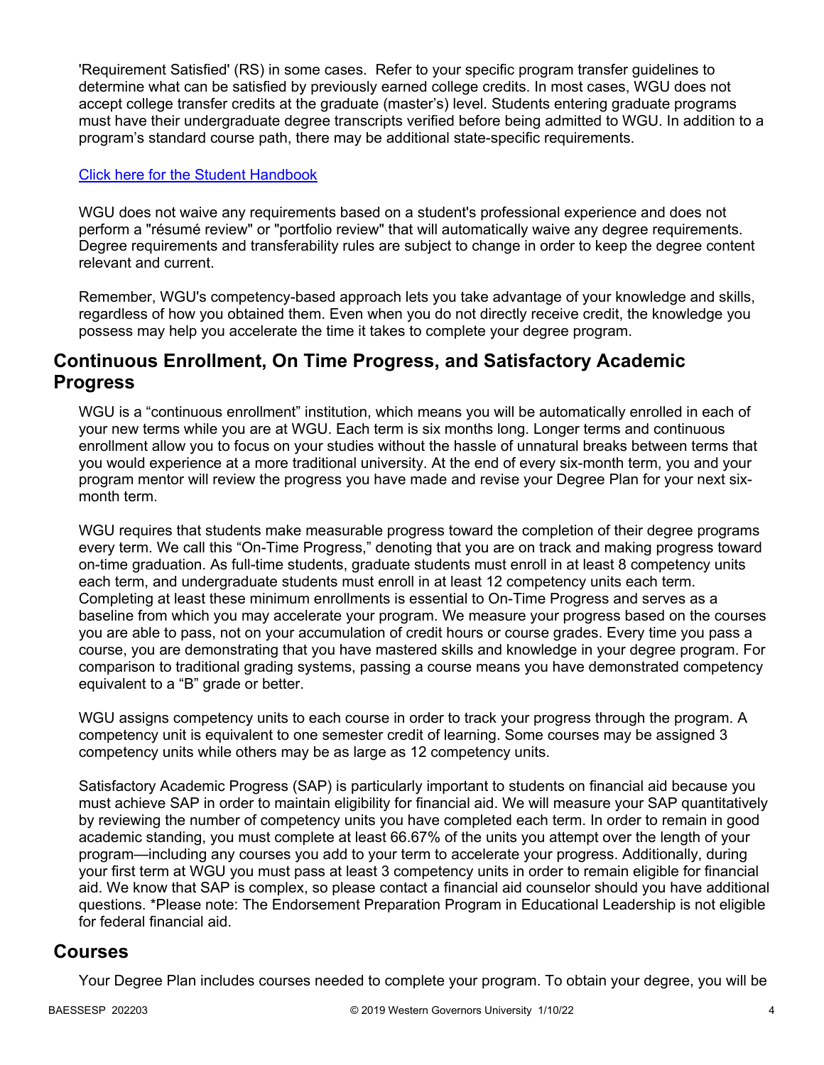'Requirement Satisfied' (RS) in some cases. Refer to your specific program transfer guidelines to determine what can be satisfied by previously earned college credits. In most cases, WGU does not accept college transfer credits at the graduate (master's) level. Students entering graduate programs must have their undergraduate degree transcripts verified before being admitted to WGU. In addition to a program's standard course path, there may be additional state-specific requirements.

[Click here for the Student Handbook]

WGU does not waive any requirements based on a student's professional experience and does not perform a "résumé review" or "portfolio review" that will automatically waive any degree requirements. Degree requirements and transferability rules are subject to change in order to keep the degree content relevant and current.

Remember, WGU's competency-based approach lets you take advantage of your knowledge and skills, regardless of how you obtained them. Even when you do not directly receive credit, the knowledge you possess may help you accelerate the time it takes to complete your degree program.

## Continuous Enrollment, On Time Progress, and Satisfactory Academic Progress

WGU is a "continuous enrollment" institution, which means you will be automatically enrolled in each of your new terms while you are at WGU. Each term is six months long. Longer terms and continuous enrollment allow you to focus on your studies without the hassle of unnatural breaks between terms that you would experience at a more traditional university. At the end of every six-month term, you and your program mentor will review the progress you have made and revise your Degree Plan for your next six-month term.

WGU requires that students make measurable progress toward the completion of their degree programs every term. We call this "On-Time Progress," denoting that you are on track and making progress toward on-time graduation. As full-time students, graduate students must enroll in at least 8 competency units each term, and undergraduate students must enroll in at least 12 competency units each term. Completing at least these minimum enrollments is essential to On-Time Progress and serves as a baseline from which you may accelerate your program. We measure your progress based on the courses you are able to pass, not on your accumulation of credit hours or course grades. Every time you pass a course, you are demonstrating that you have mastered skills and knowledge in your degree program. For comparison to traditional grading systems, passing a course means you have demonstrated competency equivalent to a "B" grade or better.

WGU assigns competency units to each course in order to track your progress through the program. A competency unit is equivalent to one semester credit of learning. Some courses may be assigned 3 competency units while others may be as large as 12 competency units.

Satisfactory Academic Progress (SAP) is particularly important to students on financial aid because you must achieve SAP in order to maintain eligibility for financial aid. We will measure your SAP quantitatively by reviewing the number of competency units you have completed each term. In order to remain in good academic standing, you must complete at least 66.67% of the units you attempt over the length of your program—including any courses you add to your term to accelerate your progress. Additionally, during your first term at WGU you must pass at least 3 competency units in order to remain eligible for financial aid. We know that SAP is complex, so please contact a financial aid counselor should you have additional questions. *Please note: The Endorsement Preparation Program in Educational Leadership is not eligible for federal financial aid.

## Courses

Your Degree Plan includes courses needed to complete your program. To obtain your degree, you will be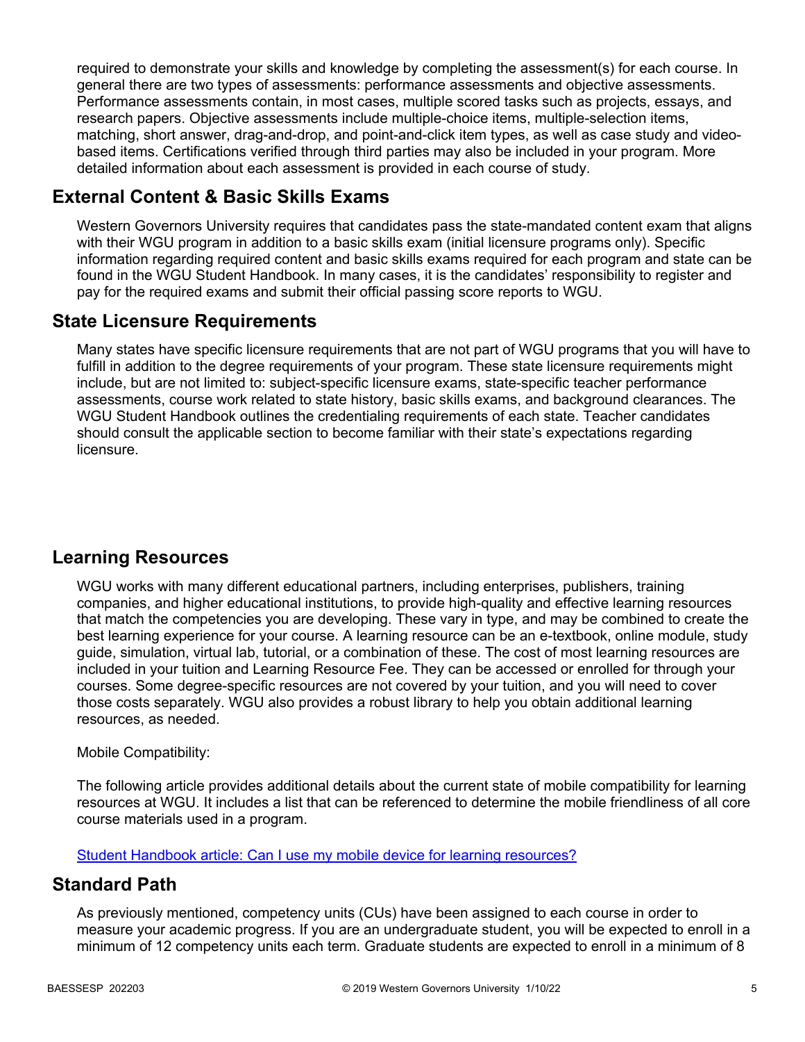required to demonstrate your skills and knowledge by completing the assessment(s) for each course. In general there are two types of assessments: performance assessments and objective assessments. Performance assessments contain, in most cases, multiple scored tasks such as projects, essays, and research papers. Objective assessments include multiple-choice items, multiple-selection items, matching, short answer, drag-and-drop, and point-and-click item types, as well as case study and video-based items. Certifications verified through third parties may also be included in your program. More detailed information about each assessment is provided in each course of study.

## External Content & Basic Skills Exams

Western Governors University requires that candidates pass the state-mandated content exam that aligns with their WGU program in addition to a basic skills exam (initial licensure programs only). Specific information regarding required content and basic skills exams required for each program and state can be found in the WGU Student Handbook. In many cases, it is the candidates' responsibility to register and pay for the required exams and submit their official passing score reports to WGU.

## State Licensure Requirements

Many states have specific licensure requirements that are not part of WGU programs that you will have to fulfill in addition to the degree requirements of your program. These state licensure requirements might include, but are not limited to: subject-specific licensure exams, state-specific teacher performance assessments, course work related to state history, basic skills exams, and background clearances. The WGU Student Handbook outlines the credentialing requirements of each state. Teacher candidates should consult the applicable section to become familiar with their state's expectations regarding licensure.

## Learning Resources

WGU works with many different educational partners, including enterprises, publishers, training companies, and higher educational institutions, to provide high-quality and effective learning resources that match the competencies you are developing. These vary in type, and may be combined to create the best learning experience for your course. A learning resource can be an e-textbook, online module, study guide, simulation, virtual lab, tutorial, or a combination of these. The cost of most learning resources are included in your tuition and Learning Resource Fee. They can be accessed or enrolled for through your courses. Some degree-specific resources are not covered by your tuition, and you will need to cover those costs separately. WGU also provides a robust library to help you obtain additional learning resources, as needed.

Mobile Compatibility:

The following article provides additional details about the current state of mobile compatibility for learning resources at WGU. It includes a list that can be referenced to determine the mobile friendliness of all core course materials used in a program.

[Student Handbook article: Can I use my mobile device for learning resources?]

## Standard Path

As previously mentioned, competency units (CUs) have been assigned to each course in order to measure your academic progress. If you are an undergraduate student, you will be expected to enroll in a minimum of 12 competency units each term. Graduate students are expected to enroll in a minimum of 8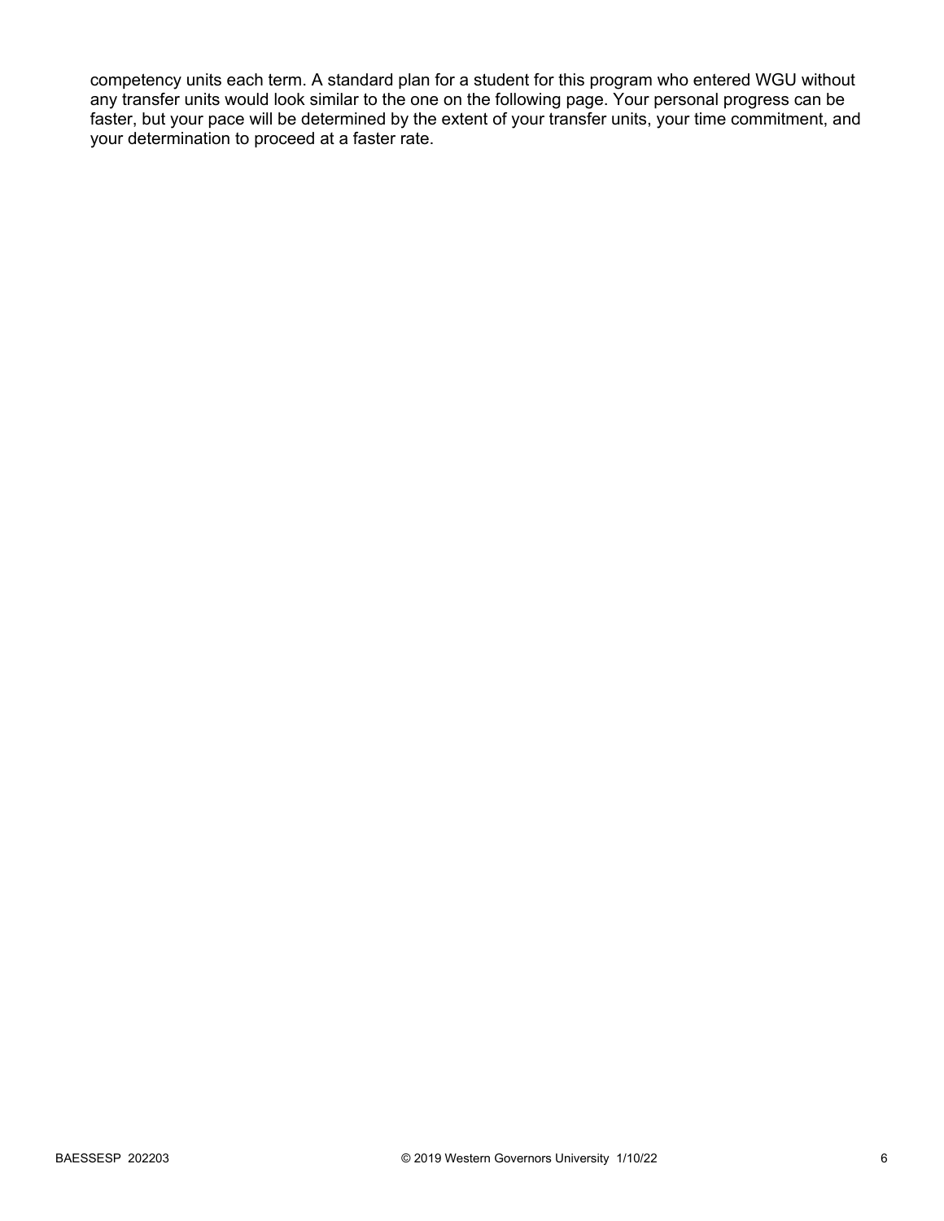competency units each term. A standard plan for a student for this program who entered WGU without any transfer units would look similar to the one on the following page. Your personal progress can be faster, but your pace will be determined by the extent of your transfer units, your time commitment, and your determination to proceed at a faster rate.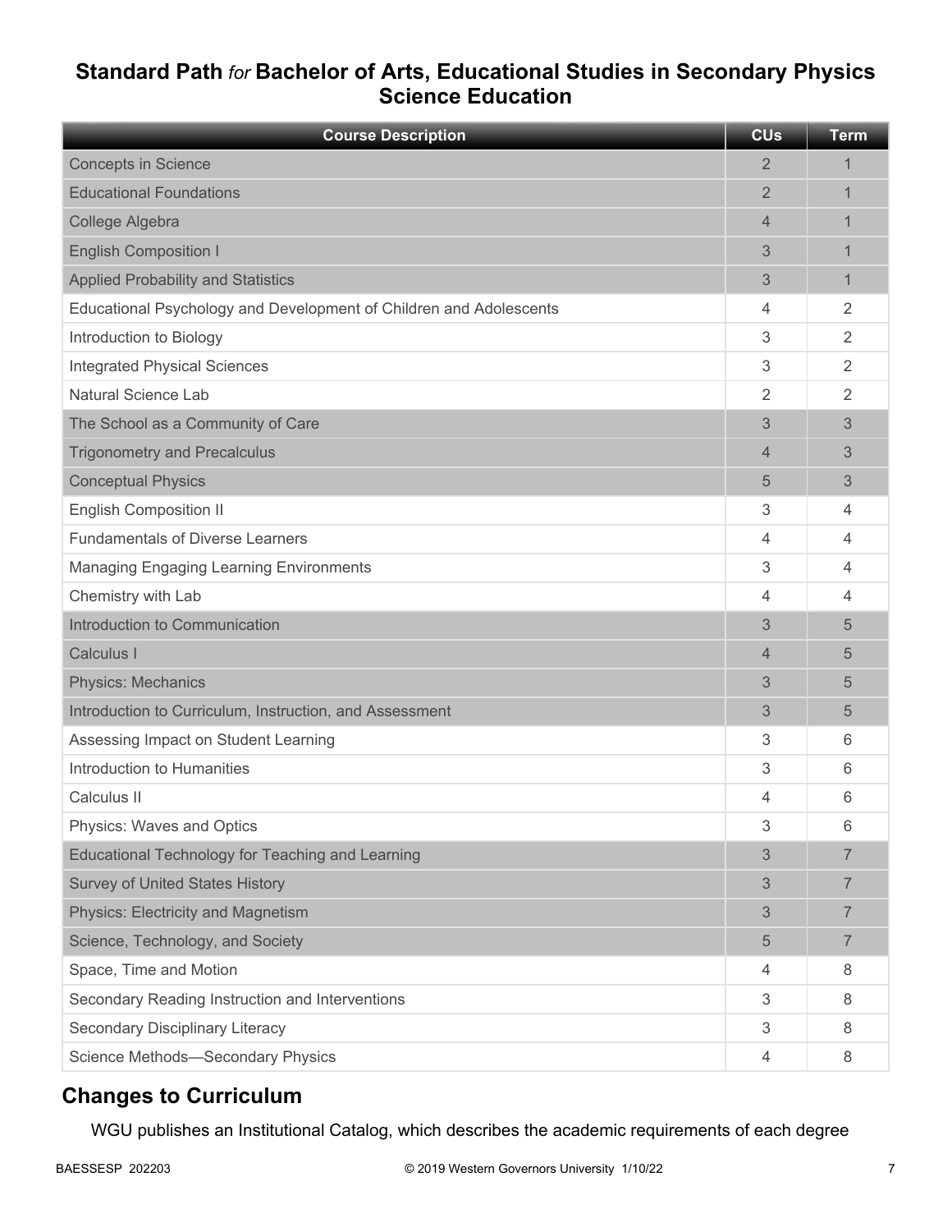## Standard Path *for* Bachelor of Arts, Educational Studies in Secondary Physics Science Education

| Course Description | CUs | Term |
| --- | --- | --- |
| Concepts in Science | 2 | 1 |
| Educational Foundations | 2 | 1 |
| College Algebra | 4 | 1 |
| English Composition I | 3 | 1 |
| Applied Probability and Statistics | 3 | 1 |
| Educational Psychology and Development of Children and Adolescents | 4 | 2 |
| Introduction to Biology | 3 | 2 |
| Integrated Physical Sciences | 3 | 2 |
| Natural Science Lab | 2 | 2 |
| The School as a Community of Care | 3 | 3 |
| Trigonometry and Precalculus | 4 | 3 |
| Conceptual Physics | 5 | 3 |
| English Composition II | 3 | 4 |
| Fundamentals of Diverse Learners | 4 | 4 |
| Managing Engaging Learning Environments | 3 | 4 |
| Chemistry with Lab | 4 | 4 |
| Introduction to Communication | 3 | 5 |
| Calculus I | 4 | 5 |
| Physics: Mechanics | 3 | 5 |
| Introduction to Curriculum, Instruction, and Assessment | 3 | 5 |
| Assessing Impact on Student Learning | 3 | 6 |
| Introduction to Humanities | 3 | 6 |
| Calculus II | 4 | 6 |
| Physics: Waves and Optics | 3 | 6 |
| Educational Technology for Teaching and Learning | 3 | 7 |
| Survey of United States History | 3 | 7 |
| Physics: Electricity and Magnetism | 3 | 7 |
| Science, Technology, and Society | 5 | 7 |
| Space, Time and Motion | 4 | 8 |
| Secondary Reading Instruction and Interventions | 3 | 8 |
| Secondary Disciplinary Literacy | 3 | 8 |
| Science Methods—Secondary Physics | 4 | 8 |

## Changes to Curriculum

WGU publishes an Institutional Catalog, which describes the academic requirements of each degree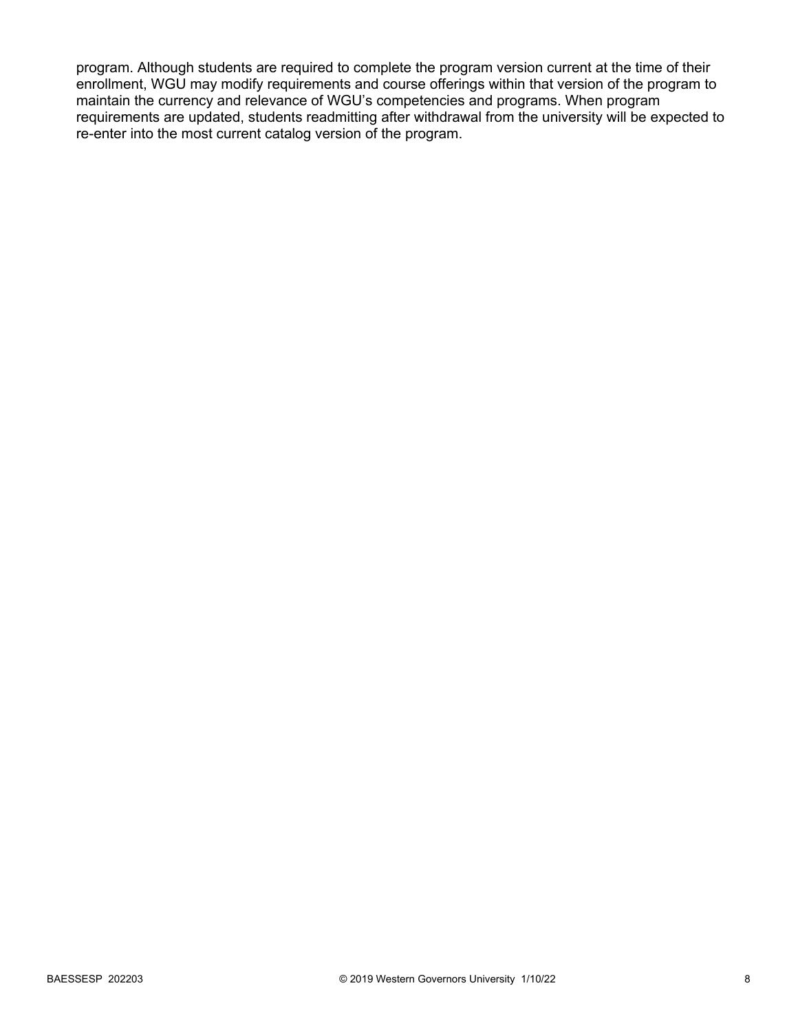program. Although students are required to complete the program version current at the time of their enrollment, WGU may modify requirements and course offerings within that version of the program to maintain the currency and relevance of WGU's competencies and programs. When program requirements are updated, students readmitting after withdrawal from the university will be expected to re-enter into the most current catalog version of the program.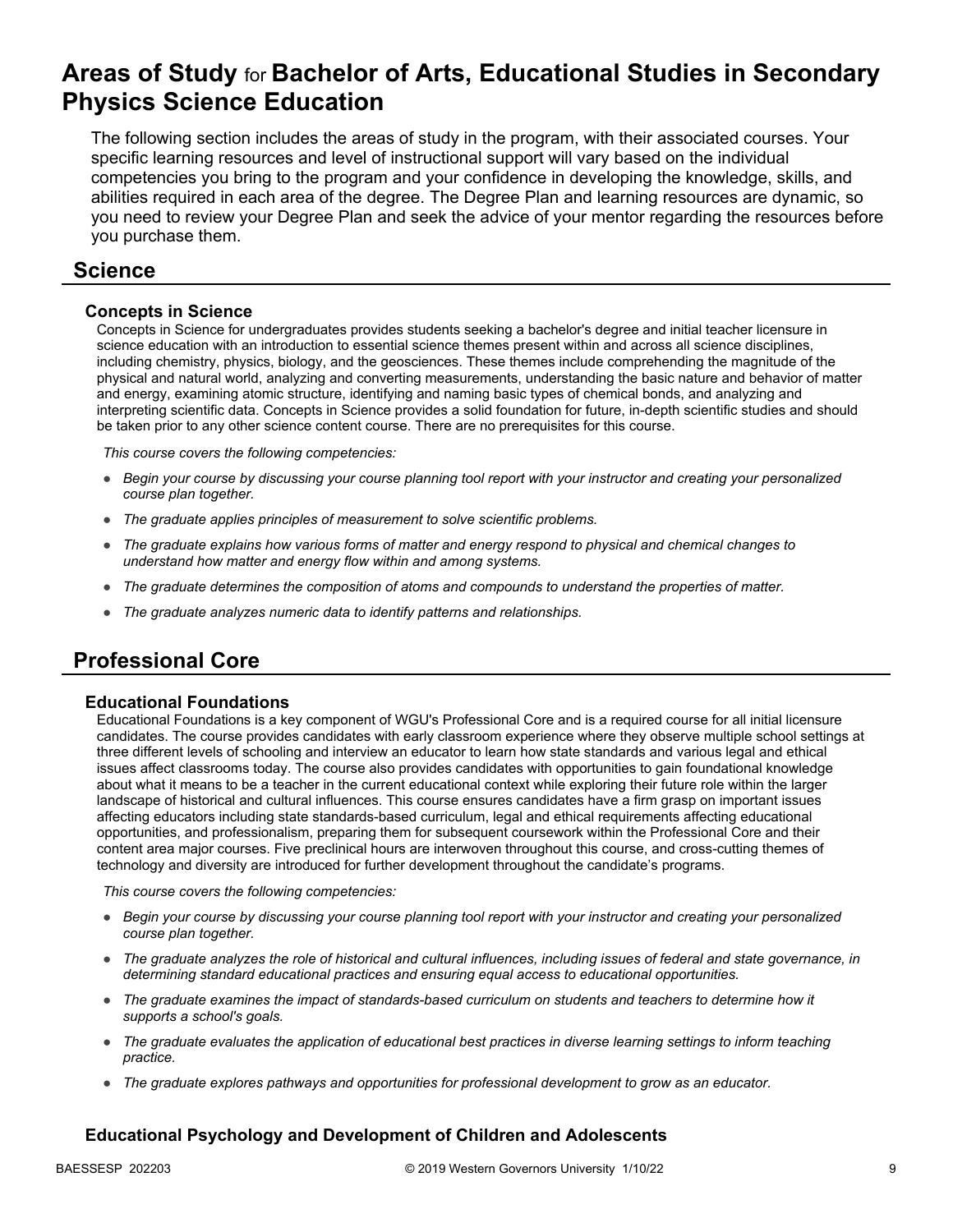# Areas of Study for Bachelor of Arts, Educational Studies in Secondary Physics Science Education

The following section includes the areas of study in the program, with their associated courses. Your specific learning resources and level of instructional support will vary based on the individual competencies you bring to the program and your confidence in developing the knowledge, skills, and abilities required in each area of the degree. The Degree Plan and learning resources are dynamic, so you need to review your Degree Plan and seek the advice of your mentor regarding the resources before you purchase them.

## Science

### Concepts in Science

Concepts in Science for undergraduates provides students seeking a bachelor's degree and initial teacher licensure in science education with an introduction to essential science themes present within and across all science disciplines, including chemistry, physics, biology, and the geosciences. These themes include comprehending the magnitude of the physical and natural world, analyzing and converting measurements, understanding the basic nature and behavior of matter and energy, examining atomic structure, identifying and naming basic types of chemical bonds, and analyzing and interpreting scientific data. Concepts in Science provides a solid foundation for future, in-depth scientific studies and should be taken prior to any other science content course. There are no prerequisites for this course.

*This course covers the following competencies:*

- *Begin your course by discussing your course planning tool report with your instructor and creating your personalized course plan together.*
- *The graduate applies principles of measurement to solve scientific problems.*
- *The graduate explains how various forms of matter and energy respond to physical and chemical changes to understand how matter and energy flow within and among systems.*
- *The graduate determines the composition of atoms and compounds to understand the properties of matter.*
- *The graduate analyzes numeric data to identify patterns and relationships.*

## Professional Core

### Educational Foundations

Educational Foundations is a key component of WGU's Professional Core and is a required course for all initial licensure candidates. The course provides candidates with early classroom experience where they observe multiple school settings at three different levels of schooling and interview an educator to learn how state standards and various legal and ethical issues affect classrooms today. The course also provides candidates with opportunities to gain foundational knowledge about what it means to be a teacher in the current educational context while exploring their future role within the larger landscape of historical and cultural influences. This course ensures candidates have a firm grasp on important issues affecting educators including state standards-based curriculum, legal and ethical requirements affecting educational opportunities, and professionalism, preparing them for subsequent coursework within the Professional Core and their content area major courses. Five preclinical hours are interwoven throughout this course, and cross-cutting themes of technology and diversity are introduced for further development throughout the candidate's programs.

*This course covers the following competencies:*

- *Begin your course by discussing your course planning tool report with your instructor and creating your personalized course plan together.*
- *The graduate analyzes the role of historical and cultural influences, including issues of federal and state governance, in determining standard educational practices and ensuring equal access to educational opportunities.*
- *The graduate examines the impact of standards-based curriculum on students and teachers to determine how it supports a school's goals.*
- *The graduate evaluates the application of educational best practices in diverse learning settings to inform teaching practice.*
- *The graduate explores pathways and opportunities for professional development to grow as an educator.*

### Educational Psychology and Development of Children and Adolescents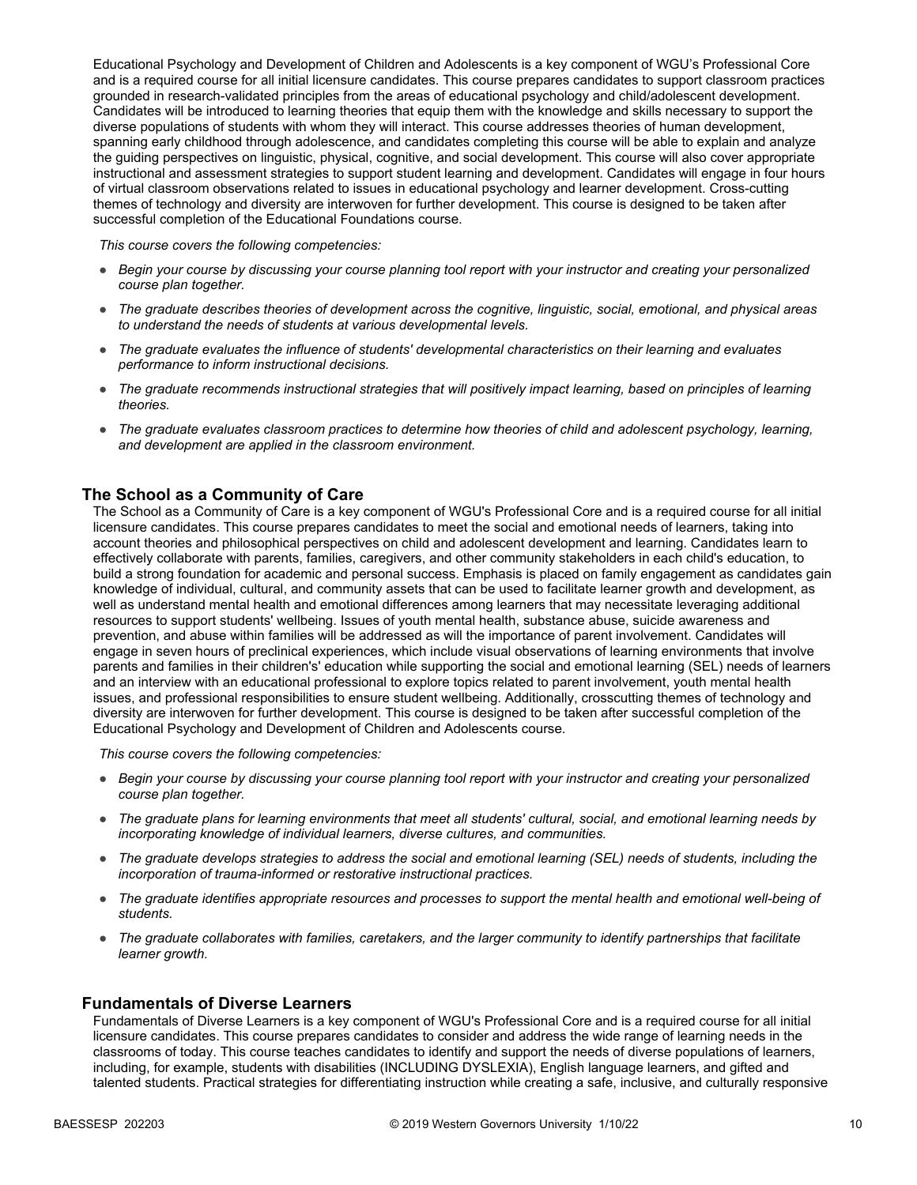Educational Psychology and Development of Children and Adolescents is a key component of WGU's Professional Core and is a required course for all initial licensure candidates. This course prepares candidates to support classroom practices grounded in research-validated principles from the areas of educational psychology and child/adolescent development. Candidates will be introduced to learning theories that equip them with the knowledge and skills necessary to support the diverse populations of students with whom they will interact. This course addresses theories of human development, spanning early childhood through adolescence, and candidates completing this course will be able to explain and analyze the guiding perspectives on linguistic, physical, cognitive, and social development. This course will also cover appropriate instructional and assessment strategies to support student learning and development. Candidates will engage in four hours of virtual classroom observations related to issues in educational psychology and learner development. Cross-cutting themes of technology and diversity are interwoven for further development. This course is designed to be taken after successful completion of the Educational Foundations course.

*This course covers the following competencies:*

- *Begin your course by discussing your course planning tool report with your instructor and creating your personalized course plan together.*
- *The graduate describes theories of development across the cognitive, linguistic, social, emotional, and physical areas to understand the needs of students at various developmental levels.*
- *The graduate evaluates the influence of students' developmental characteristics on their learning and evaluates performance to inform instructional decisions.*
- *The graduate recommends instructional strategies that will positively impact learning, based on principles of learning theories.*
- *The graduate evaluates classroom practices to determine how theories of child and adolescent psychology, learning, and development are applied in the classroom environment.*

## The School as a Community of Care

The School as a Community of Care is a key component of WGU's Professional Core and is a required course for all initial licensure candidates. This course prepares candidates to meet the social and emotional needs of learners, taking into account theories and philosophical perspectives on child and adolescent development and learning. Candidates learn to effectively collaborate with parents, families, caregivers, and other community stakeholders in each child's education, to build a strong foundation for academic and personal success. Emphasis is placed on family engagement as candidates gain knowledge of individual, cultural, and community assets that can be used to facilitate learner growth and development, as well as understand mental health and emotional differences among learners that may necessitate leveraging additional resources to support students' wellbeing. Issues of youth mental health, substance abuse, suicide awareness and prevention, and abuse within families will be addressed as will the importance of parent involvement. Candidates will engage in seven hours of preclinical experiences, which include visual observations of learning environments that involve parents and families in their children's' education while supporting the social and emotional learning (SEL) needs of learners and an interview with an educational professional to explore topics related to parent involvement, youth mental health issues, and professional responsibilities to ensure student wellbeing. Additionally, crosscutting themes of technology and diversity are interwoven for further development. This course is designed to be taken after successful completion of the Educational Psychology and Development of Children and Adolescents course.

*This course covers the following competencies:*

- *Begin your course by discussing your course planning tool report with your instructor and creating your personalized course plan together.*
- *The graduate plans for learning environments that meet all students' cultural, social, and emotional learning needs by incorporating knowledge of individual learners, diverse cultures, and communities.*
- *The graduate develops strategies to address the social and emotional learning (SEL) needs of students, including the incorporation of trauma-informed or restorative instructional practices.*
- *The graduate identifies appropriate resources and processes to support the mental health and emotional well-being of students.*
- *The graduate collaborates with families, caretakers, and the larger community to identify partnerships that facilitate learner growth.*

## Fundamentals of Diverse Learners

Fundamentals of Diverse Learners is a key component of WGU's Professional Core and is a required course for all initial licensure candidates. This course prepares candidates to consider and address the wide range of learning needs in the classrooms of today. This course teaches candidates to identify and support the needs of diverse populations of learners, including, for example, students with disabilities (INCLUDING DYSLEXIA), English language learners, and gifted and talented students. Practical strategies for differentiating instruction while creating a safe, inclusive, and culturally responsive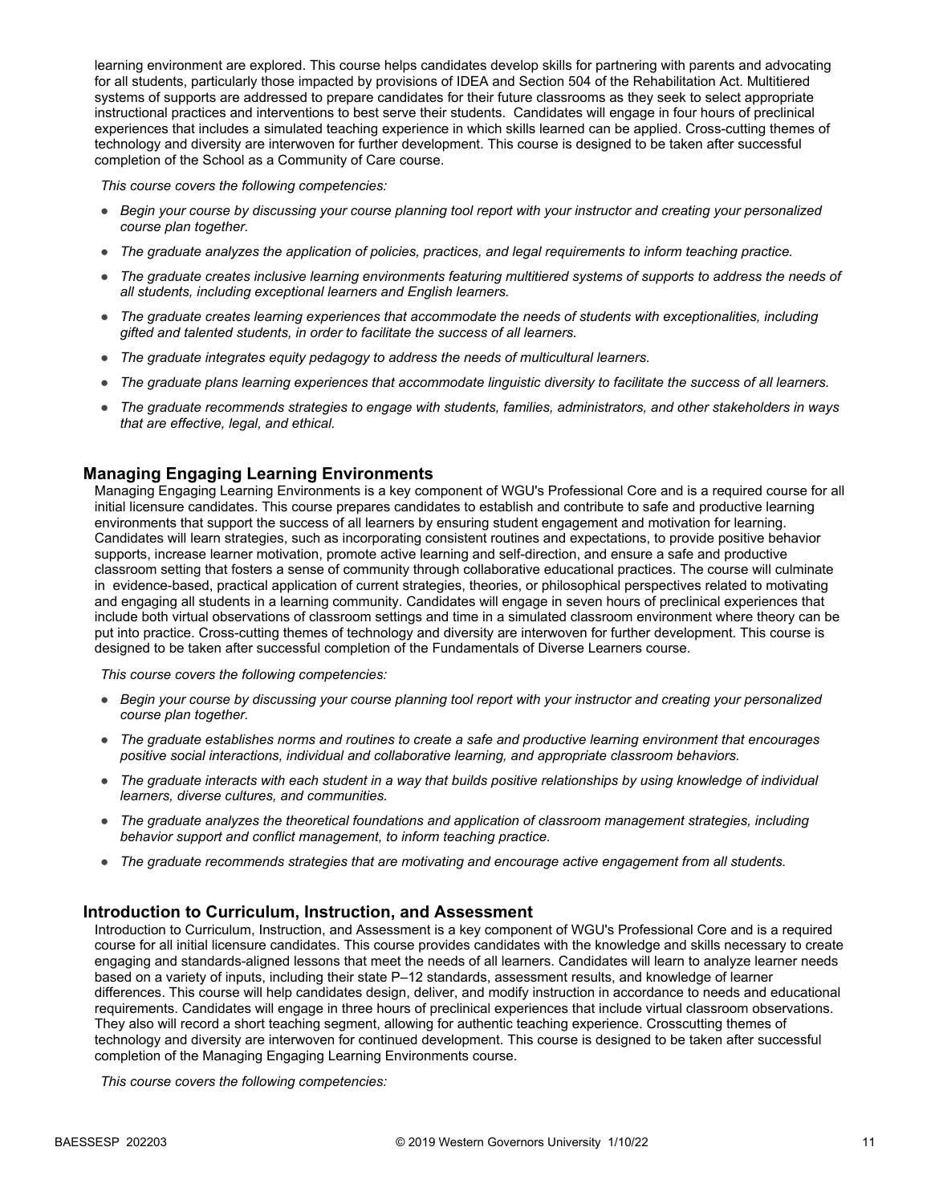learning environment are explored. This course helps candidates develop skills for partnering with parents and advocating for all students, particularly those impacted by provisions of IDEA and Section 504 of the Rehabilitation Act. Multitiered systems of supports are addressed to prepare candidates for their future classrooms as they seek to select appropriate instructional practices and interventions to best serve their students. Candidates will engage in four hours of preclinical experiences that includes a simulated teaching experience in which skills learned can be applied. Cross-cutting themes of technology and diversity are interwoven for further development. This course is designed to be taken after successful completion of the School as a Community of Care course.

*This course covers the following competencies:*

- *Begin your course by discussing your course planning tool report with your instructor and creating your personalized course plan together.*
- *The graduate analyzes the application of policies, practices, and legal requirements to inform teaching practice.*
- *The graduate creates inclusive learning environments featuring multitiered systems of supports to address the needs of all students, including exceptional learners and English learners.*
- *The graduate creates learning experiences that accommodate the needs of students with exceptionalities, including gifted and talented students, in order to facilitate the success of all learners.*
- *The graduate integrates equity pedagogy to address the needs of multicultural learners.*
- *The graduate plans learning experiences that accommodate linguistic diversity to facilitate the success of all learners.*
- *The graduate recommends strategies to engage with students, families, administrators, and other stakeholders in ways that are effective, legal, and ethical.*

### Managing Engaging Learning Environments

Managing Engaging Learning Environments is a key component of WGU's Professional Core and is a required course for all initial licensure candidates. This course prepares candidates to establish and contribute to safe and productive learning environments that support the success of all learners by ensuring student engagement and motivation for learning. Candidates will learn strategies, such as incorporating consistent routines and expectations, to provide positive behavior supports, increase learner motivation, promote active learning and self-direction, and ensure a safe and productive classroom setting that fosters a sense of community through collaborative educational practices. The course will culminate in evidence-based, practical application of current strategies, theories, or philosophical perspectives related to motivating and engaging all students in a learning community. Candidates will engage in seven hours of preclinical experiences that include both virtual observations of classroom settings and time in a simulated classroom environment where theory can be put into practice. Cross-cutting themes of technology and diversity are interwoven for further development. This course is designed to be taken after successful completion of the Fundamentals of Diverse Learners course.

*This course covers the following competencies:*

- *Begin your course by discussing your course planning tool report with your instructor and creating your personalized course plan together.*
- *The graduate establishes norms and routines to create a safe and productive learning environment that encourages positive social interactions, individual and collaborative learning, and appropriate classroom behaviors.*
- *The graduate interacts with each student in a way that builds positive relationships by using knowledge of individual learners, diverse cultures, and communities.*
- *The graduate analyzes the theoretical foundations and application of classroom management strategies, including behavior support and conflict management, to inform teaching practice.*
- *The graduate recommends strategies that are motivating and encourage active engagement from all students.*

### Introduction to Curriculum, Instruction, and Assessment

Introduction to Curriculum, Instruction, and Assessment is a key component of WGU's Professional Core and is a required course for all initial licensure candidates. This course provides candidates with the knowledge and skills necessary to create engaging and standards-aligned lessons that meet the needs of all learners. Candidates will learn to analyze learner needs based on a variety of inputs, including their state P–12 standards, assessment results, and knowledge of learner differences. This course will help candidates design, deliver, and modify instruction in accordance to needs and educational requirements. Candidates will engage in three hours of preclinical experiences that include virtual classroom observations. They also will record a short teaching segment, allowing for authentic teaching experience. Crosscutting themes of technology and diversity are interwoven for continued development. This course is designed to be taken after successful completion of the Managing Engaging Learning Environments course.

*This course covers the following competencies:*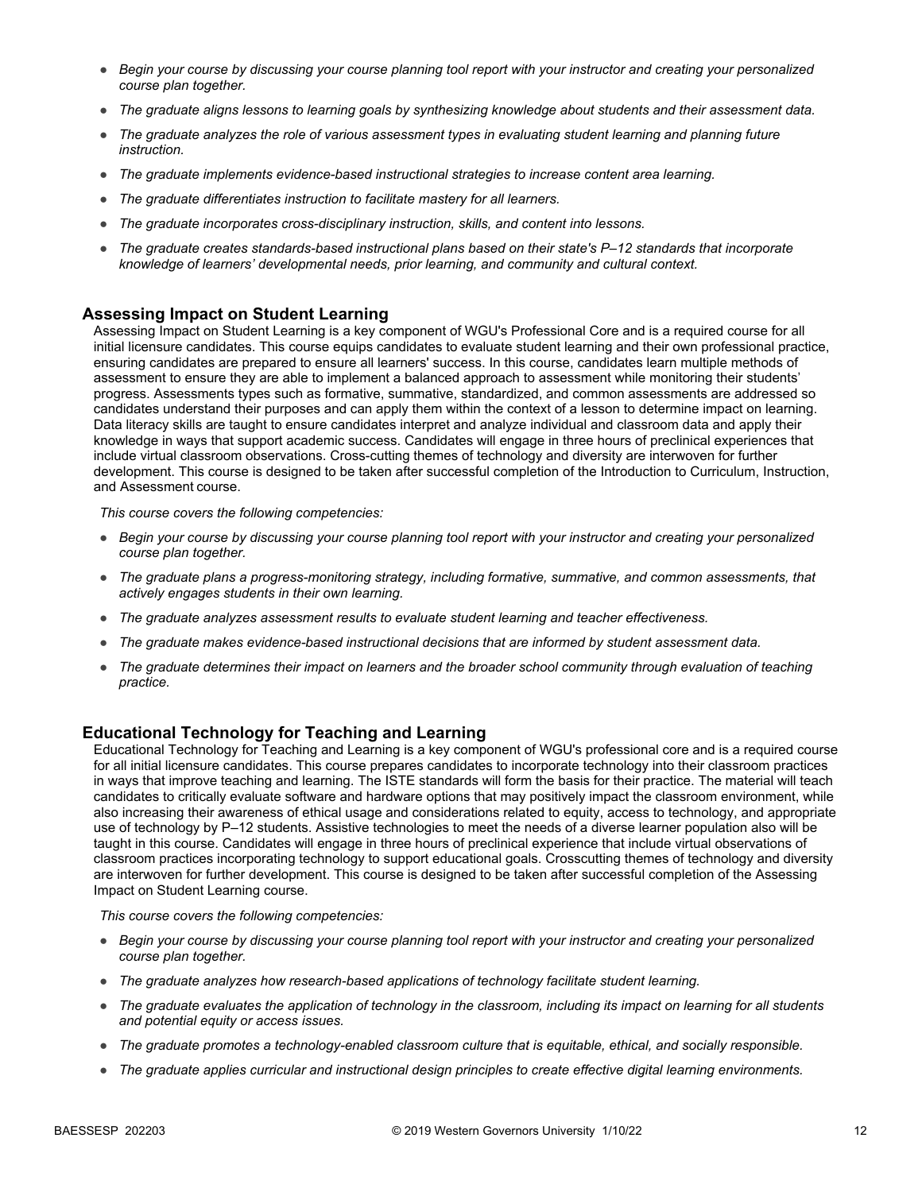- *Begin your course by discussing your course planning tool report with your instructor and creating your personalized course plan together.*
- *The graduate aligns lessons to learning goals by synthesizing knowledge about students and their assessment data.*
- *The graduate analyzes the role of various assessment types in evaluating student learning and planning future instruction.*
- *The graduate implements evidence-based instructional strategies to increase content area learning.*
- *The graduate differentiates instruction to facilitate mastery for all learners.*
- *The graduate incorporates cross-disciplinary instruction, skills, and content into lessons.*
- *The graduate creates standards-based instructional plans based on their state's P–12 standards that incorporate knowledge of learners' developmental needs, prior learning, and community and cultural context.*

### Assessing Impact on Student Learning

Assessing Impact on Student Learning is a key component of WGU's Professional Core and is a required course for all initial licensure candidates. This course equips candidates to evaluate student learning and their own professional practice, ensuring candidates are prepared to ensure all learners' success. In this course, candidates learn multiple methods of assessment to ensure they are able to implement a balanced approach to assessment while monitoring their students' progress. Assessments types such as formative, summative, standardized, and common assessments are addressed so candidates understand their purposes and can apply them within the context of a lesson to determine impact on learning. Data literacy skills are taught to ensure candidates interpret and analyze individual and classroom data and apply their knowledge in ways that support academic success. Candidates will engage in three hours of preclinical experiences that include virtual classroom observations. Cross-cutting themes of technology and diversity are interwoven for further development. This course is designed to be taken after successful completion of the Introduction to Curriculum, Instruction, and Assessment course.

*This course covers the following competencies:*

- *Begin your course by discussing your course planning tool report with your instructor and creating your personalized course plan together.*
- *The graduate plans a progress-monitoring strategy, including formative, summative, and common assessments, that actively engages students in their own learning.*
- *The graduate analyzes assessment results to evaluate student learning and teacher effectiveness.*
- *The graduate makes evidence-based instructional decisions that are informed by student assessment data.*
- *The graduate determines their impact on learners and the broader school community through evaluation of teaching practice.*

### Educational Technology for Teaching and Learning

Educational Technology for Teaching and Learning is a key component of WGU's professional core and is a required course for all initial licensure candidates. This course prepares candidates to incorporate technology into their classroom practices in ways that improve teaching and learning. The ISTE standards will form the basis for their practice. The material will teach candidates to critically evaluate software and hardware options that may positively impact the classroom environment, while also increasing their awareness of ethical usage and considerations related to equity, access to technology, and appropriate use of technology by P–12 students. Assistive technologies to meet the needs of a diverse learner population also will be taught in this course. Candidates will engage in three hours of preclinical experience that include virtual observations of classroom practices incorporating technology to support educational goals. Crosscutting themes of technology and diversity are interwoven for further development. This course is designed to be taken after successful completion of the Assessing Impact on Student Learning course.

*This course covers the following competencies:*

- *Begin your course by discussing your course planning tool report with your instructor and creating your personalized course plan together.*
- *The graduate analyzes how research-based applications of technology facilitate student learning.*
- *The graduate evaluates the application of technology in the classroom, including its impact on learning for all students and potential equity or access issues.*
- *The graduate promotes a technology-enabled classroom culture that is equitable, ethical, and socially responsible.*
- *The graduate applies curricular and instructional design principles to create effective digital learning environments.*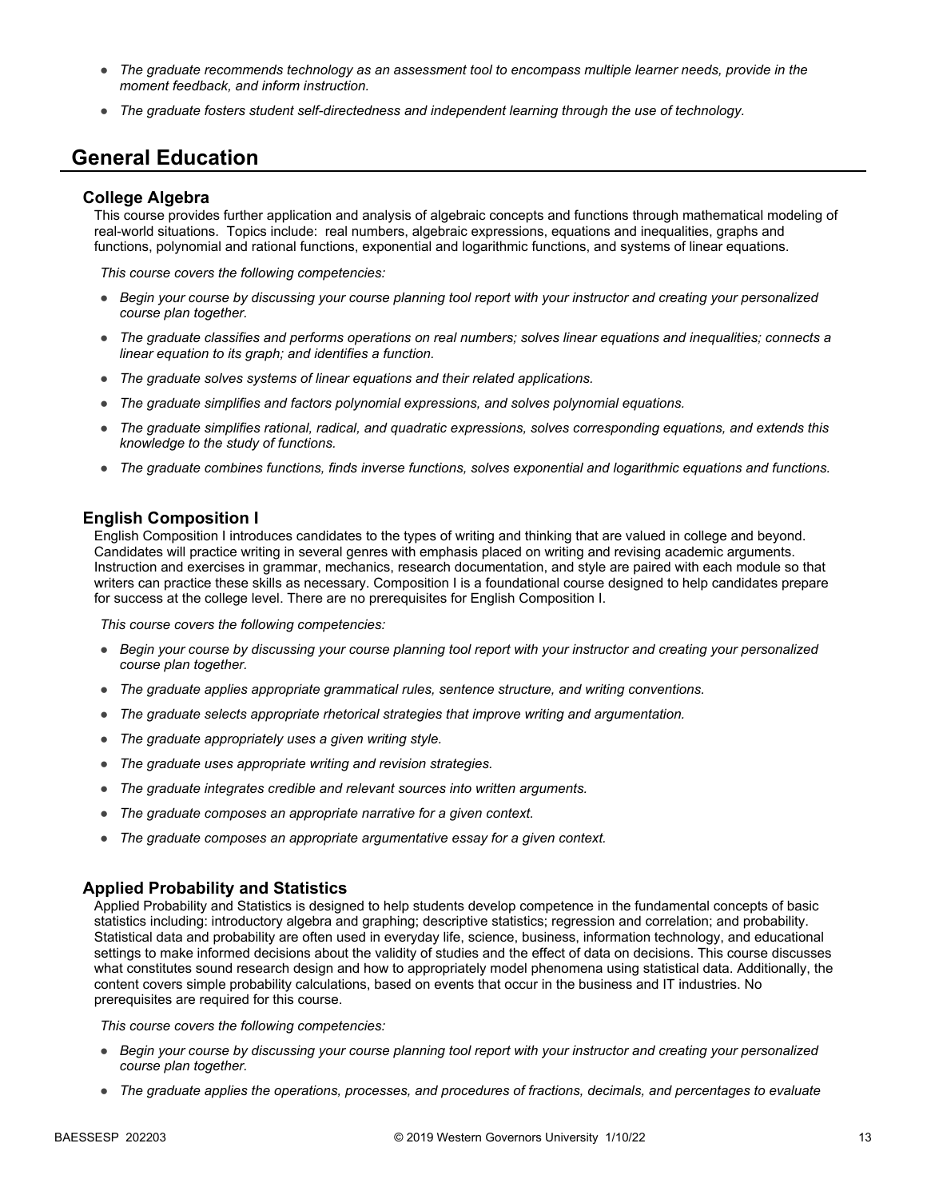- *The graduate recommends technology as an assessment tool to encompass multiple learner needs, provide in the moment feedback, and inform instruction.*
- *The graduate fosters student self-directedness and independent learning through the use of technology.*

## General Education

### College Algebra

This course provides further application and analysis of algebraic concepts and functions through mathematical modeling of real-world situations. Topics include: real numbers, algebraic expressions, equations and inequalities, graphs and functions, polynomial and rational functions, exponential and logarithmic functions, and systems of linear equations.

*This course covers the following competencies:*

- *Begin your course by discussing your course planning tool report with your instructor and creating your personalized course plan together.*
- *The graduate classifies and performs operations on real numbers; solves linear equations and inequalities; connects a linear equation to its graph; and identifies a function.*
- *The graduate solves systems of linear equations and their related applications.*
- *The graduate simplifies and factors polynomial expressions, and solves polynomial equations.*
- *The graduate simplifies rational, radical, and quadratic expressions, solves corresponding equations, and extends this knowledge to the study of functions.*
- *The graduate combines functions, finds inverse functions, solves exponential and logarithmic equations and functions.*

### English Composition I

English Composition I introduces candidates to the types of writing and thinking that are valued in college and beyond. Candidates will practice writing in several genres with emphasis placed on writing and revising academic arguments. Instruction and exercises in grammar, mechanics, research documentation, and style are paired with each module so that writers can practice these skills as necessary. Composition I is a foundational course designed to help candidates prepare for success at the college level. There are no prerequisites for English Composition I.

*This course covers the following competencies:*

- *Begin your course by discussing your course planning tool report with your instructor and creating your personalized course plan together.*
- *The graduate applies appropriate grammatical rules, sentence structure, and writing conventions.*
- *The graduate selects appropriate rhetorical strategies that improve writing and argumentation.*
- *The graduate appropriately uses a given writing style.*
- *The graduate uses appropriate writing and revision strategies.*
- *The graduate integrates credible and relevant sources into written arguments.*
- *The graduate composes an appropriate narrative for a given context.*
- *The graduate composes an appropriate argumentative essay for a given context.*

### Applied Probability and Statistics

Applied Probability and Statistics is designed to help students develop competence in the fundamental concepts of basic statistics including: introductory algebra and graphing; descriptive statistics; regression and correlation; and probability. Statistical data and probability are often used in everyday life, science, business, information technology, and educational settings to make informed decisions about the validity of studies and the effect of data on decisions. This course discusses what constitutes sound research design and how to appropriately model phenomena using statistical data. Additionally, the content covers simple probability calculations, based on events that occur in the business and IT industries. No prerequisites are required for this course.

*This course covers the following competencies:*

- *Begin your course by discussing your course planning tool report with your instructor and creating your personalized course plan together.*
- *The graduate applies the operations, processes, and procedures of fractions, decimals, and percentages to evaluate*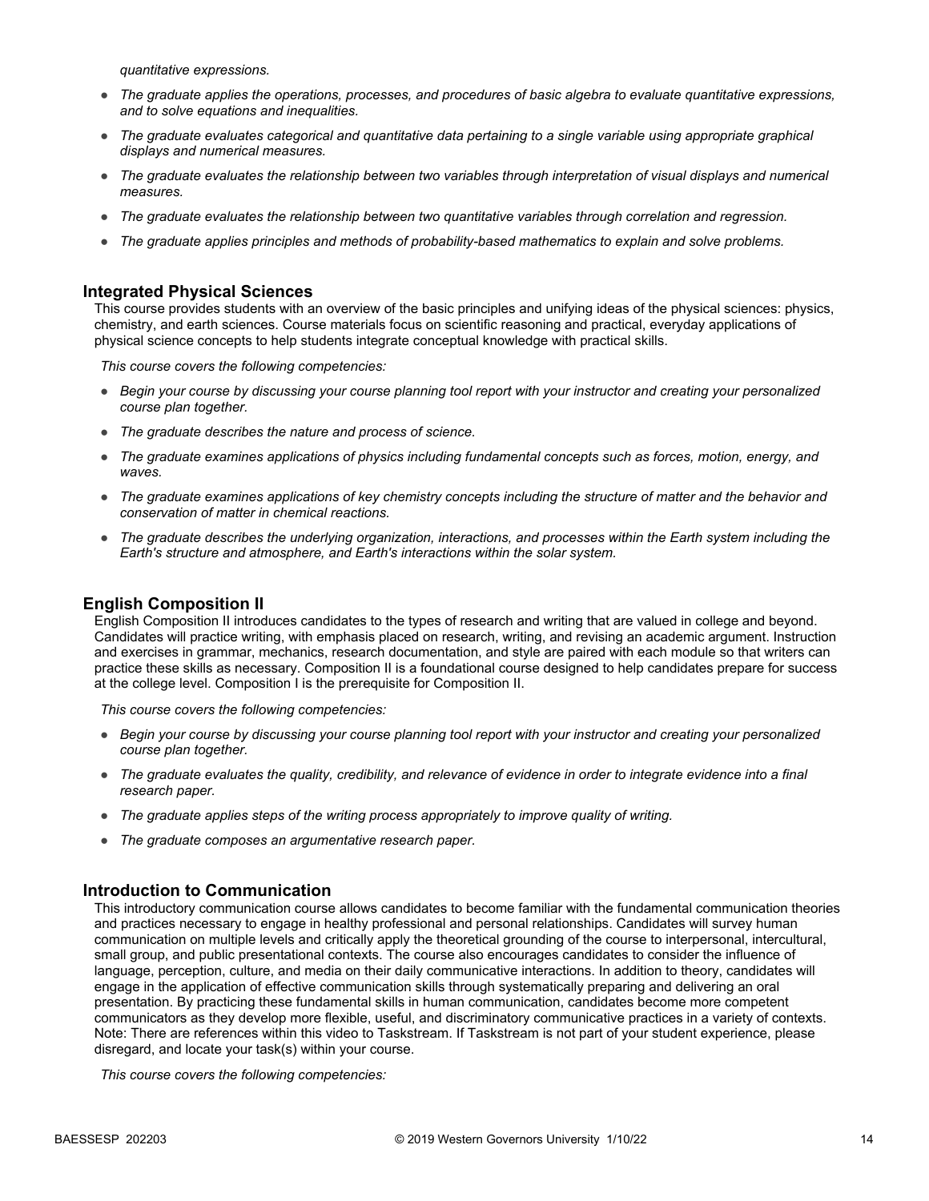*quantitative expressions.*

- *The graduate applies the operations, processes, and procedures of basic algebra to evaluate quantitative expressions, and to solve equations and inequalities.*
- *The graduate evaluates categorical and quantitative data pertaining to a single variable using appropriate graphical displays and numerical measures.*
- *The graduate evaluates the relationship between two variables through interpretation of visual displays and numerical measures.*
- *The graduate evaluates the relationship between two quantitative variables through correlation and regression.*
- *The graduate applies principles and methods of probability-based mathematics to explain and solve problems.*

## Integrated Physical Sciences

This course provides students with an overview of the basic principles and unifying ideas of the physical sciences: physics, chemistry, and earth sciences. Course materials focus on scientific reasoning and practical, everyday applications of physical science concepts to help students integrate conceptual knowledge with practical skills.

*This course covers the following competencies:*

- *Begin your course by discussing your course planning tool report with your instructor and creating your personalized course plan together.*
- *The graduate describes the nature and process of science.*
- *The graduate examines applications of physics including fundamental concepts such as forces, motion, energy, and waves.*
- *The graduate examines applications of key chemistry concepts including the structure of matter and the behavior and conservation of matter in chemical reactions.*
- *The graduate describes the underlying organization, interactions, and processes within the Earth system including the Earth's structure and atmosphere, and Earth's interactions within the solar system.*

## English Composition II

English Composition II introduces candidates to the types of research and writing that are valued in college and beyond. Candidates will practice writing, with emphasis placed on research, writing, and revising an academic argument. Instruction and exercises in grammar, mechanics, research documentation, and style are paired with each module so that writers can practice these skills as necessary. Composition II is a foundational course designed to help candidates prepare for success at the college level. Composition I is the prerequisite for Composition II.

*This course covers the following competencies:*

- *Begin your course by discussing your course planning tool report with your instructor and creating your personalized course plan together.*
- *The graduate evaluates the quality, credibility, and relevance of evidence in order to integrate evidence into a final research paper.*
- *The graduate applies steps of the writing process appropriately to improve quality of writing.*
- *The graduate composes an argumentative research paper.*

## Introduction to Communication

This introductory communication course allows candidates to become familiar with the fundamental communication theories and practices necessary to engage in healthy professional and personal relationships. Candidates will survey human communication on multiple levels and critically apply the theoretical grounding of the course to interpersonal, intercultural, small group, and public presentational contexts. The course also encourages candidates to consider the influence of language, perception, culture, and media on their daily communicative interactions. In addition to theory, candidates will engage in the application of effective communication skills through systematically preparing and delivering an oral presentation. By practicing these fundamental skills in human communication, candidates become more competent communicators as they develop more flexible, useful, and discriminatory communicative practices in a variety of contexts. Note: There are references within this video to Taskstream. If Taskstream is not part of your student experience, please disregard, and locate your task(s) within your course.

*This course covers the following competencies:*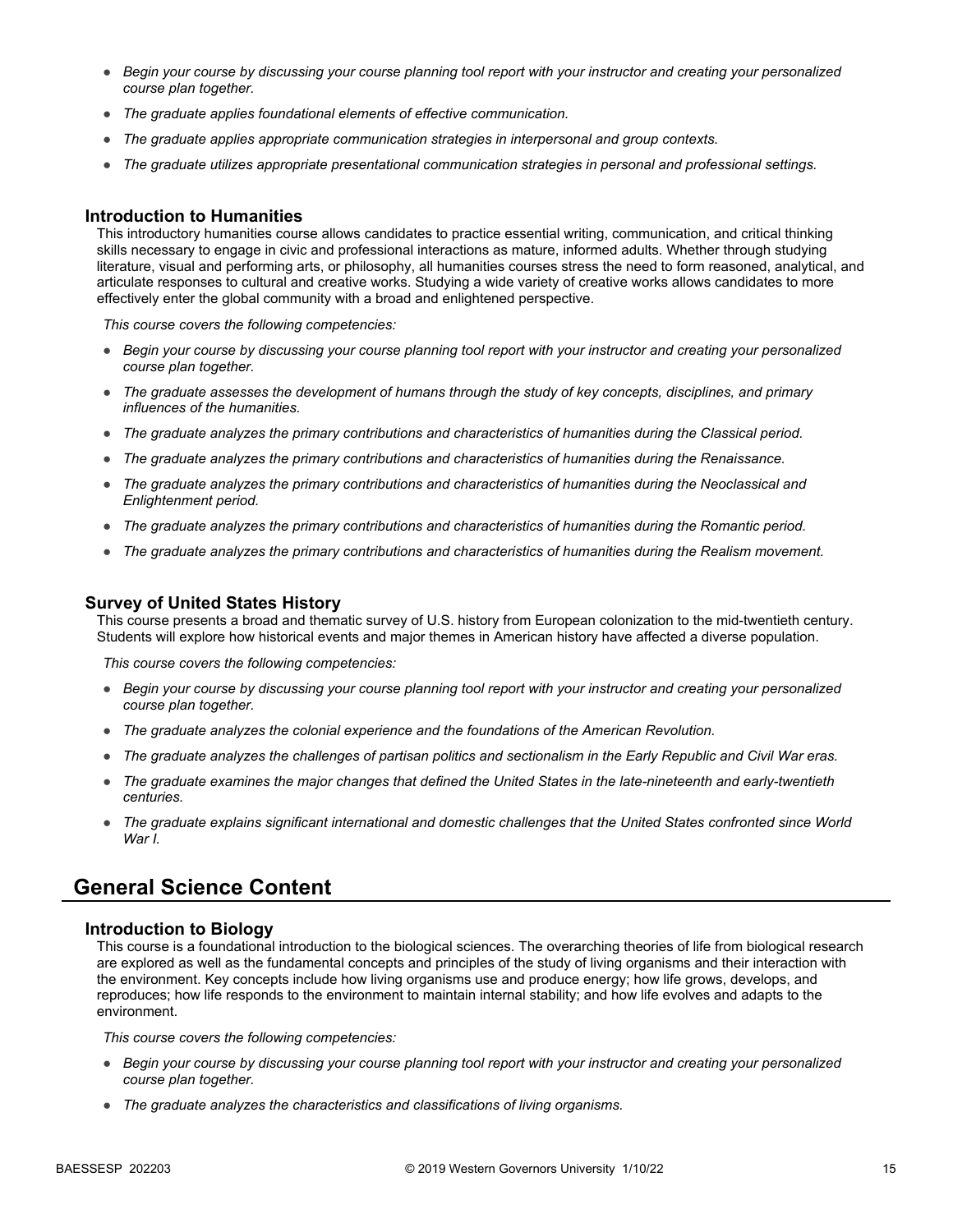- *Begin your course by discussing your course planning tool report with your instructor and creating your personalized course plan together.*
- *The graduate applies foundational elements of effective communication.*
- *The graduate applies appropriate communication strategies in interpersonal and group contexts.*
- *The graduate utilizes appropriate presentational communication strategies in personal and professional settings.*

### Introduction to Humanities

This introductory humanities course allows candidates to practice essential writing, communication, and critical thinking skills necessary to engage in civic and professional interactions as mature, informed adults. Whether through studying literature, visual and performing arts, or philosophy, all humanities courses stress the need to form reasoned, analytical, and articulate responses to cultural and creative works. Studying a wide variety of creative works allows candidates to more effectively enter the global community with a broad and enlightened perspective.

*This course covers the following competencies:*

- *Begin your course by discussing your course planning tool report with your instructor and creating your personalized course plan together.*
- *The graduate assesses the development of humans through the study of key concepts, disciplines, and primary influences of the humanities.*
- *The graduate analyzes the primary contributions and characteristics of humanities during the Classical period.*
- *The graduate analyzes the primary contributions and characteristics of humanities during the Renaissance.*
- *The graduate analyzes the primary contributions and characteristics of humanities during the Neoclassical and Enlightenment period.*
- *The graduate analyzes the primary contributions and characteristics of humanities during the Romantic period.*
- *The graduate analyzes the primary contributions and characteristics of humanities during the Realism movement.*

### Survey of United States History

This course presents a broad and thematic survey of U.S. history from European colonization to the mid-twentieth century. Students will explore how historical events and major themes in American history have affected a diverse population.

*This course covers the following competencies:*

- *Begin your course by discussing your course planning tool report with your instructor and creating your personalized course plan together.*
- *The graduate analyzes the colonial experience and the foundations of the American Revolution.*
- *The graduate analyzes the challenges of partisan politics and sectionalism in the Early Republic and Civil War eras.*
- *The graduate examines the major changes that defined the United States in the late-nineteenth and early-twentieth centuries.*
- *The graduate explains significant international and domestic challenges that the United States confronted since World War I.*

## General Science Content

### Introduction to Biology

This course is a foundational introduction to the biological sciences. The overarching theories of life from biological research are explored as well as the fundamental concepts and principles of the study of living organisms and their interaction with the environment. Key concepts include how living organisms use and produce energy; how life grows, develops, and reproduces; how life responds to the environment to maintain internal stability; and how life evolves and adapts to the environment.

*This course covers the following competencies:*

- *Begin your course by discussing your course planning tool report with your instructor and creating your personalized course plan together.*
- *The graduate analyzes the characteristics and classifications of living organisms.*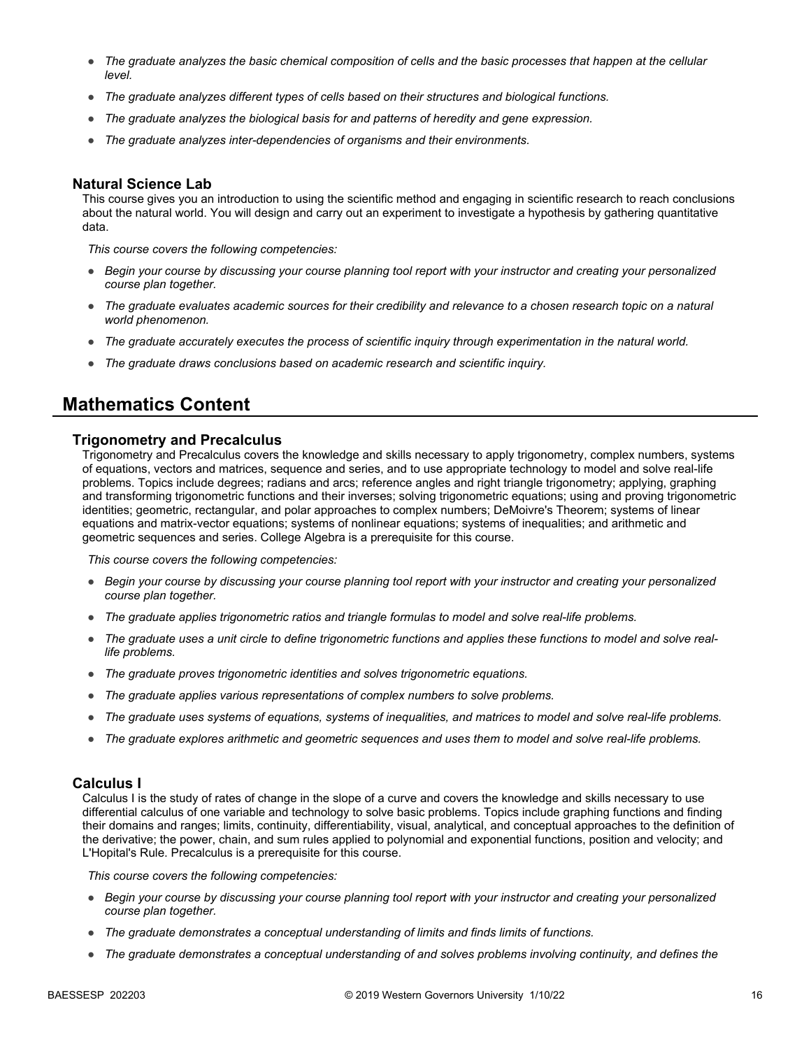- *The graduate analyzes the basic chemical composition of cells and the basic processes that happen at the cellular level.*
- *The graduate analyzes different types of cells based on their structures and biological functions.*
- *The graduate analyzes the biological basis for and patterns of heredity and gene expression.*
- *The graduate analyzes inter-dependencies of organisms and their environments.*

### Natural Science Lab

This course gives you an introduction to using the scientific method and engaging in scientific research to reach conclusions about the natural world. You will design and carry out an experiment to investigate a hypothesis by gathering quantitative data.

*This course covers the following competencies:*

- *Begin your course by discussing your course planning tool report with your instructor and creating your personalized course plan together.*
- *The graduate evaluates academic sources for their credibility and relevance to a chosen research topic on a natural world phenomenon.*
- *The graduate accurately executes the process of scientific inquiry through experimentation in the natural world.*
- *The graduate draws conclusions based on academic research and scientific inquiry.*

## Mathematics Content

### Trigonometry and Precalculus

Trigonometry and Precalculus covers the knowledge and skills necessary to apply trigonometry, complex numbers, systems of equations, vectors and matrices, sequence and series, and to use appropriate technology to model and solve real-life problems. Topics include degrees; radians and arcs; reference angles and right triangle trigonometry; applying, graphing and transforming trigonometric functions and their inverses; solving trigonometric equations; using and proving trigonometric identities; geometric, rectangular, and polar approaches to complex numbers; DeMoivre's Theorem; systems of linear equations and matrix-vector equations; systems of nonlinear equations; systems of inequalities; and arithmetic and geometric sequences and series. College Algebra is a prerequisite for this course.

*This course covers the following competencies:*

- *Begin your course by discussing your course planning tool report with your instructor and creating your personalized course plan together.*
- *The graduate applies trigonometric ratios and triangle formulas to model and solve real-life problems.*
- *The graduate uses a unit circle to define trigonometric functions and applies these functions to model and solve real-life problems.*
- *The graduate proves trigonometric identities and solves trigonometric equations.*
- *The graduate applies various representations of complex numbers to solve problems.*
- *The graduate uses systems of equations, systems of inequalities, and matrices to model and solve real-life problems.*
- *The graduate explores arithmetic and geometric sequences and uses them to model and solve real-life problems.*

### Calculus I

Calculus I is the study of rates of change in the slope of a curve and covers the knowledge and skills necessary to use differential calculus of one variable and technology to solve basic problems. Topics include graphing functions and finding their domains and ranges; limits, continuity, differentiability, visual, analytical, and conceptual approaches to the definition of the derivative; the power, chain, and sum rules applied to polynomial and exponential functions, position and velocity; and L'Hopital's Rule. Precalculus is a prerequisite for this course.

*This course covers the following competencies:*

- *Begin your course by discussing your course planning tool report with your instructor and creating your personalized course plan together.*
- *The graduate demonstrates a conceptual understanding of limits and finds limits of functions.*
- *The graduate demonstrates a conceptual understanding of and solves problems involving continuity, and defines the*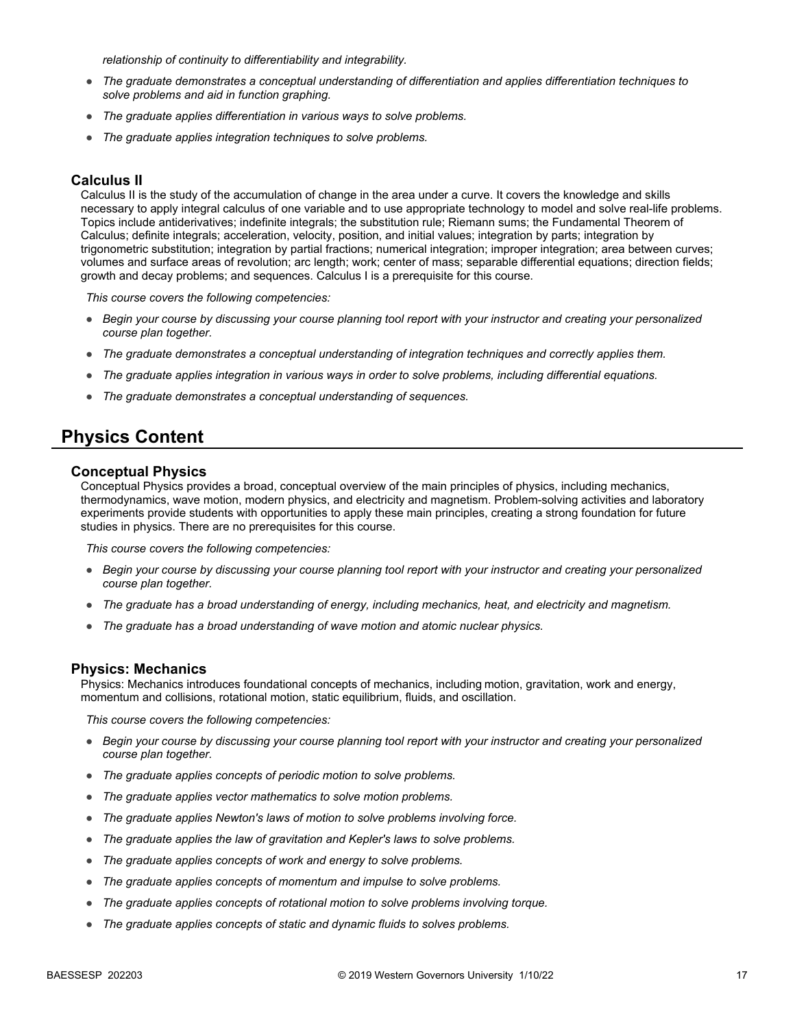*relationship of continuity to differentiability and integrability.*

- *The graduate demonstrates a conceptual understanding of differentiation and applies differentiation techniques to solve problems and aid in function graphing.*
- *The graduate applies differentiation in various ways to solve problems.*
- *The graduate applies integration techniques to solve problems.*

### Calculus II

Calculus II is the study of the accumulation of change in the area under a curve. It covers the knowledge and skills necessary to apply integral calculus of one variable and to use appropriate technology to model and solve real-life problems. Topics include antiderivatives; indefinite integrals; the substitution rule; Riemann sums; the Fundamental Theorem of Calculus; definite integrals; acceleration, velocity, position, and initial values; integration by parts; integration by trigonometric substitution; integration by partial fractions; numerical integration; improper integration; area between curves; volumes and surface areas of revolution; arc length; work; center of mass; separable differential equations; direction fields; growth and decay problems; and sequences. Calculus I is a prerequisite for this course.

*This course covers the following competencies:*

- *Begin your course by discussing your course planning tool report with your instructor and creating your personalized course plan together.*
- *The graduate demonstrates a conceptual understanding of integration techniques and correctly applies them.*
- *The graduate applies integration in various ways in order to solve problems, including differential equations.*
- *The graduate demonstrates a conceptual understanding of sequences.*

## Physics Content

### Conceptual Physics

Conceptual Physics provides a broad, conceptual overview of the main principles of physics, including mechanics, thermodynamics, wave motion, modern physics, and electricity and magnetism. Problem-solving activities and laboratory experiments provide students with opportunities to apply these main principles, creating a strong foundation for future studies in physics. There are no prerequisites for this course.

*This course covers the following competencies:*

- *Begin your course by discussing your course planning tool report with your instructor and creating your personalized course plan together.*
- *The graduate has a broad understanding of energy, including mechanics, heat, and electricity and magnetism.*
- *The graduate has a broad understanding of wave motion and atomic nuclear physics.*

### Physics: Mechanics

Physics: Mechanics introduces foundational concepts of mechanics, including motion, gravitation, work and energy, momentum and collisions, rotational motion, static equilibrium, fluids, and oscillation.

*This course covers the following competencies:*

- *Begin your course by discussing your course planning tool report with your instructor and creating your personalized course plan together.*
- *The graduate applies concepts of periodic motion to solve problems.*
- *The graduate applies vector mathematics to solve motion problems.*
- *The graduate applies Newton's laws of motion to solve problems involving force.*
- *The graduate applies the law of gravitation and Kepler's laws to solve problems.*
- *The graduate applies concepts of work and energy to solve problems.*
- *The graduate applies concepts of momentum and impulse to solve problems.*
- *The graduate applies concepts of rotational motion to solve problems involving torque.*
- *The graduate applies concepts of static and dynamic fluids to solves problems.*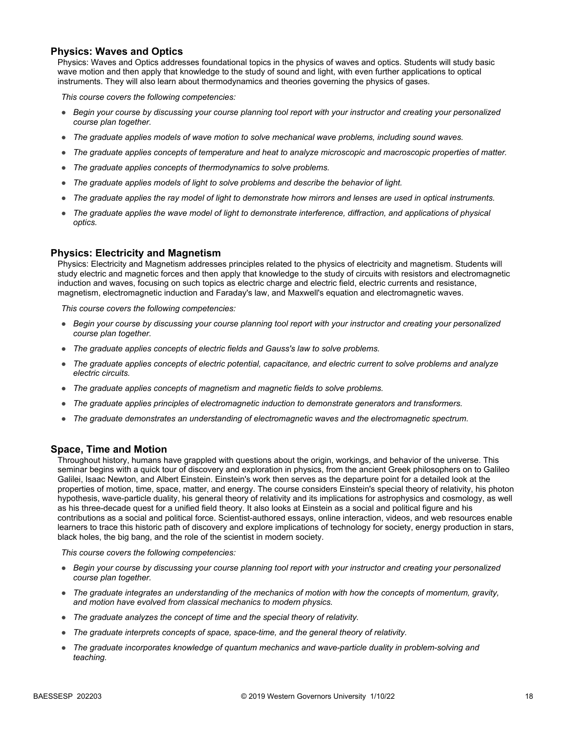### Physics: Waves and Optics

Physics: Waves and Optics addresses foundational topics in the physics of waves and optics. Students will study basic wave motion and then apply that knowledge to the study of sound and light, with even further applications to optical instruments. They will also learn about thermodynamics and theories governing the physics of gases.

*This course covers the following competencies:*

- *Begin your course by discussing your course planning tool report with your instructor and creating your personalized course plan together.*
- *The graduate applies models of wave motion to solve mechanical wave problems, including sound waves.*
- *The graduate applies concepts of temperature and heat to analyze microscopic and macroscopic properties of matter.*
- *The graduate applies concepts of thermodynamics to solve problems.*
- *The graduate applies models of light to solve problems and describe the behavior of light.*
- *The graduate applies the ray model of light to demonstrate how mirrors and lenses are used in optical instruments.*
- *The graduate applies the wave model of light to demonstrate interference, diffraction, and applications of physical optics.*

### Physics: Electricity and Magnetism

Physics: Electricity and Magnetism addresses principles related to the physics of electricity and magnetism. Students will study electric and magnetic forces and then apply that knowledge to the study of circuits with resistors and electromagnetic induction and waves, focusing on such topics as electric charge and electric field, electric currents and resistance, magnetism, electromagnetic induction and Faraday's law, and Maxwell's equation and electromagnetic waves.

*This course covers the following competencies:*

- *Begin your course by discussing your course planning tool report with your instructor and creating your personalized course plan together.*
- *The graduate applies concepts of electric fields and Gauss's law to solve problems.*
- *The graduate applies concepts of electric potential, capacitance, and electric current to solve problems and analyze electric circuits.*
- *The graduate applies concepts of magnetism and magnetic fields to solve problems.*
- *The graduate applies principles of electromagnetic induction to demonstrate generators and transformers.*
- *The graduate demonstrates an understanding of electromagnetic waves and the electromagnetic spectrum.*

### Space, Time and Motion

Throughout history, humans have grappled with questions about the origin, workings, and behavior of the universe. This seminar begins with a quick tour of discovery and exploration in physics, from the ancient Greek philosophers on to Galileo Galilei, Isaac Newton, and Albert Einstein. Einstein's work then serves as the departure point for a detailed look at the properties of motion, time, space, matter, and energy. The course considers Einstein's special theory of relativity, his photon hypothesis, wave-particle duality, his general theory of relativity and its implications for astrophysics and cosmology, as well as his three-decade quest for a unified field theory. It also looks at Einstein as a social and political figure and his contributions as a social and political force. Scientist-authored essays, online interaction, videos, and web resources enable learners to trace this historic path of discovery and explore implications of technology for society, energy production in stars, black holes, the big bang, and the role of the scientist in modern society.

*This course covers the following competencies:*

- *Begin your course by discussing your course planning tool report with your instructor and creating your personalized course plan together.*
- *The graduate integrates an understanding of the mechanics of motion with how the concepts of momentum, gravity, and motion have evolved from classical mechanics to modern physics.*
- *The graduate analyzes the concept of time and the special theory of relativity.*
- *The graduate interprets concepts of space, space-time, and the general theory of relativity.*
- *The graduate incorporates knowledge of quantum mechanics and wave-particle duality in problem-solving and teaching.*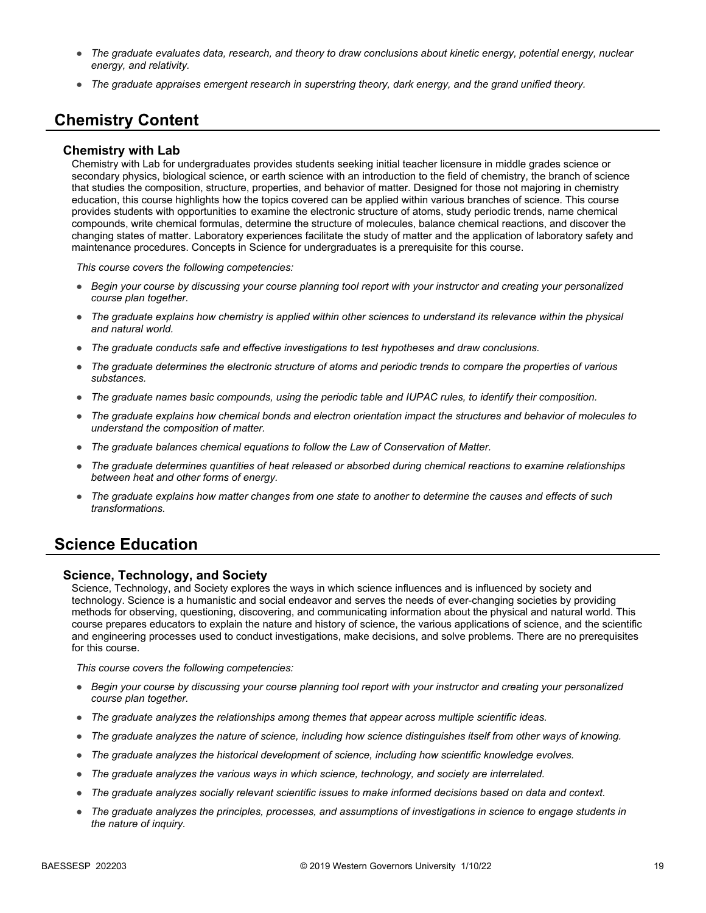- *The graduate evaluates data, research, and theory to draw conclusions about kinetic energy, potential energy, nuclear energy, and relativity.*
- *The graduate appraises emergent research in superstring theory, dark energy, and the grand unified theory.*

## Chemistry Content

### Chemistry with Lab

Chemistry with Lab for undergraduates provides students seeking initial teacher licensure in middle grades science or secondary physics, biological science, or earth science with an introduction to the field of chemistry, the branch of science that studies the composition, structure, properties, and behavior of matter. Designed for those not majoring in chemistry education, this course highlights how the topics covered can be applied within various branches of science. This course provides students with opportunities to examine the electronic structure of atoms, study periodic trends, name chemical compounds, write chemical formulas, determine the structure of molecules, balance chemical reactions, and discover the changing states of matter. Laboratory experiences facilitate the study of matter and the application of laboratory safety and maintenance procedures. Concepts in Science for undergraduates is a prerequisite for this course.

*This course covers the following competencies:*

- *Begin your course by discussing your course planning tool report with your instructor and creating your personalized course plan together.*
- *The graduate explains how chemistry is applied within other sciences to understand its relevance within the physical and natural world.*
- *The graduate conducts safe and effective investigations to test hypotheses and draw conclusions.*
- *The graduate determines the electronic structure of atoms and periodic trends to compare the properties of various substances.*
- *The graduate names basic compounds, using the periodic table and IUPAC rules, to identify their composition.*
- *The graduate explains how chemical bonds and electron orientation impact the structures and behavior of molecules to understand the composition of matter.*
- *The graduate balances chemical equations to follow the Law of Conservation of Matter.*
- *The graduate determines quantities of heat released or absorbed during chemical reactions to examine relationships between heat and other forms of energy.*
- *The graduate explains how matter changes from one state to another to determine the causes and effects of such transformations.*

## Science Education

### Science, Technology, and Society

Science, Technology, and Society explores the ways in which science influences and is influenced by society and technology. Science is a humanistic and social endeavor and serves the needs of ever-changing societies by providing methods for observing, questioning, discovering, and communicating information about the physical and natural world. This course prepares educators to explain the nature and history of science, the various applications of science, and the scientific and engineering processes used to conduct investigations, make decisions, and solve problems. There are no prerequisites for this course.

*This course covers the following competencies:*

- *Begin your course by discussing your course planning tool report with your instructor and creating your personalized course plan together.*
- *The graduate analyzes the relationships among themes that appear across multiple scientific ideas.*
- *The graduate analyzes the nature of science, including how science distinguishes itself from other ways of knowing.*
- *The graduate analyzes the historical development of science, including how scientific knowledge evolves.*
- *The graduate analyzes the various ways in which science, technology, and society are interrelated.*
- *The graduate analyzes socially relevant scientific issues to make informed decisions based on data and context.*
- *The graduate analyzes the principles, processes, and assumptions of investigations in science to engage students in the nature of inquiry.*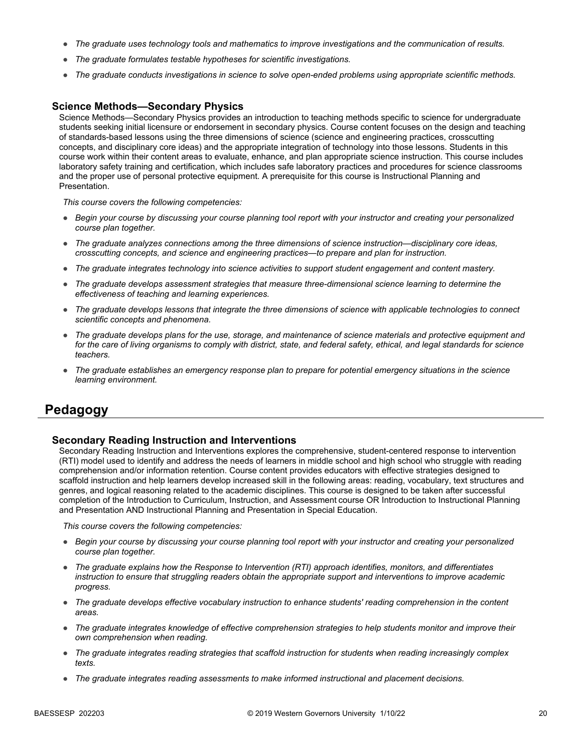- *The graduate uses technology tools and mathematics to improve investigations and the communication of results.*
- *The graduate formulates testable hypotheses for scientific investigations.*
- *The graduate conducts investigations in science to solve open-ended problems using appropriate scientific methods.*

### Science Methods—Secondary Physics

Science Methods—Secondary Physics provides an introduction to teaching methods specific to science for undergraduate students seeking initial licensure or endorsement in secondary physics. Course content focuses on the design and teaching of standards-based lessons using the three dimensions of science (science and engineering practices, crosscutting concepts, and disciplinary core ideas) and the appropriate integration of technology into those lessons. Students in this course work within their content areas to evaluate, enhance, and plan appropriate science instruction. This course includes laboratory safety training and certification, which includes safe laboratory practices and procedures for science classrooms and the proper use of personal protective equipment. A prerequisite for this course is Instructional Planning and Presentation.

*This course covers the following competencies:*

- *Begin your course by discussing your course planning tool report with your instructor and creating your personalized course plan together.*
- *The graduate analyzes connections among the three dimensions of science instruction—disciplinary core ideas, crosscutting concepts, and science and engineering practices—to prepare and plan for instruction.*
- *The graduate integrates technology into science activities to support student engagement and content mastery.*
- *The graduate develops assessment strategies that measure three-dimensional science learning to determine the effectiveness of teaching and learning experiences.*
- *The graduate develops lessons that integrate the three dimensions of science with applicable technologies to connect scientific concepts and phenomena.*
- *The graduate develops plans for the use, storage, and maintenance of science materials and protective equipment and for the care of living organisms to comply with district, state, and federal safety, ethical, and legal standards for science teachers.*
- *The graduate establishes an emergency response plan to prepare for potential emergency situations in the science learning environment.*

## Pedagogy

### Secondary Reading Instruction and Interventions

Secondary Reading Instruction and Interventions explores the comprehensive, student-centered response to intervention (RTI) model used to identify and address the needs of learners in middle school and high school who struggle with reading comprehension and/or information retention. Course content provides educators with effective strategies designed to scaffold instruction and help learners develop increased skill in the following areas: reading, vocabulary, text structures and genres, and logical reasoning related to the academic disciplines. This course is designed to be taken after successful completion of the Introduction to Curriculum, Instruction, and Assessment course OR Introduction to Instructional Planning and Presentation AND Instructional Planning and Presentation in Special Education.

*This course covers the following competencies:*

- *Begin your course by discussing your course planning tool report with your instructor and creating your personalized course plan together.*
- *The graduate explains how the Response to Intervention (RTI) approach identifies, monitors, and differentiates instruction to ensure that struggling readers obtain the appropriate support and interventions to improve academic progress.*
- *The graduate develops effective vocabulary instruction to enhance students' reading comprehension in the content areas.*
- *The graduate integrates knowledge of effective comprehension strategies to help students monitor and improve their own comprehension when reading.*
- *The graduate integrates reading strategies that scaffold instruction for students when reading increasingly complex texts.*
- *The graduate integrates reading assessments to make informed instructional and placement decisions.*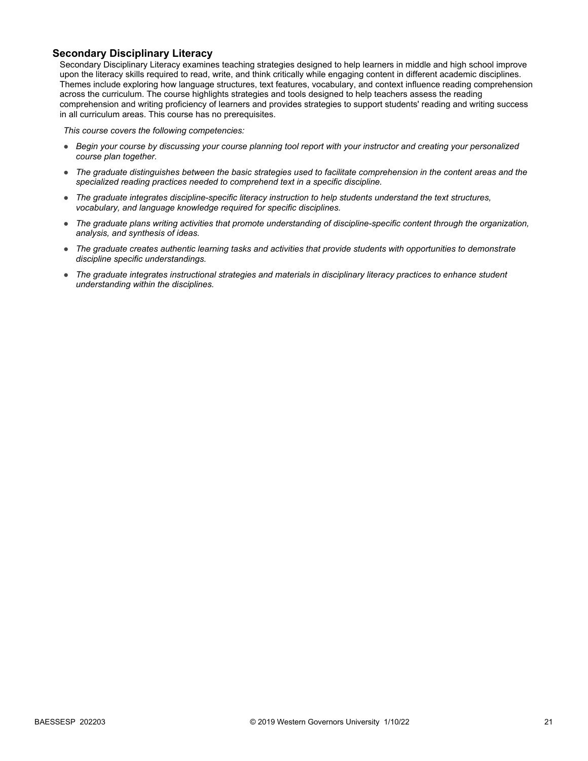### Secondary Disciplinary Literacy

Secondary Disciplinary Literacy examines teaching strategies designed to help learners in middle and high school improve upon the literacy skills required to read, write, and think critically while engaging content in different academic disciplines. Themes include exploring how language structures, text features, vocabulary, and context influence reading comprehension across the curriculum. The course highlights strategies and tools designed to help teachers assess the reading comprehension and writing proficiency of learners and provides strategies to support students' reading and writing success in all curriculum areas. This course has no prerequisites.

*This course covers the following competencies:*

- *Begin your course by discussing your course planning tool report with your instructor and creating your personalized course plan together.*
- *The graduate distinguishes between the basic strategies used to facilitate comprehension in the content areas and the specialized reading practices needed to comprehend text in a specific discipline.*
- *The graduate integrates discipline-specific literacy instruction to help students understand the text structures, vocabulary, and language knowledge required for specific disciplines.*
- *The graduate plans writing activities that promote understanding of discipline-specific content through the organization, analysis, and synthesis of ideas.*
- *The graduate creates authentic learning tasks and activities that provide students with opportunities to demonstrate discipline specific understandings.*
- *The graduate integrates instructional strategies and materials in disciplinary literacy practices to enhance student understanding within the disciplines.*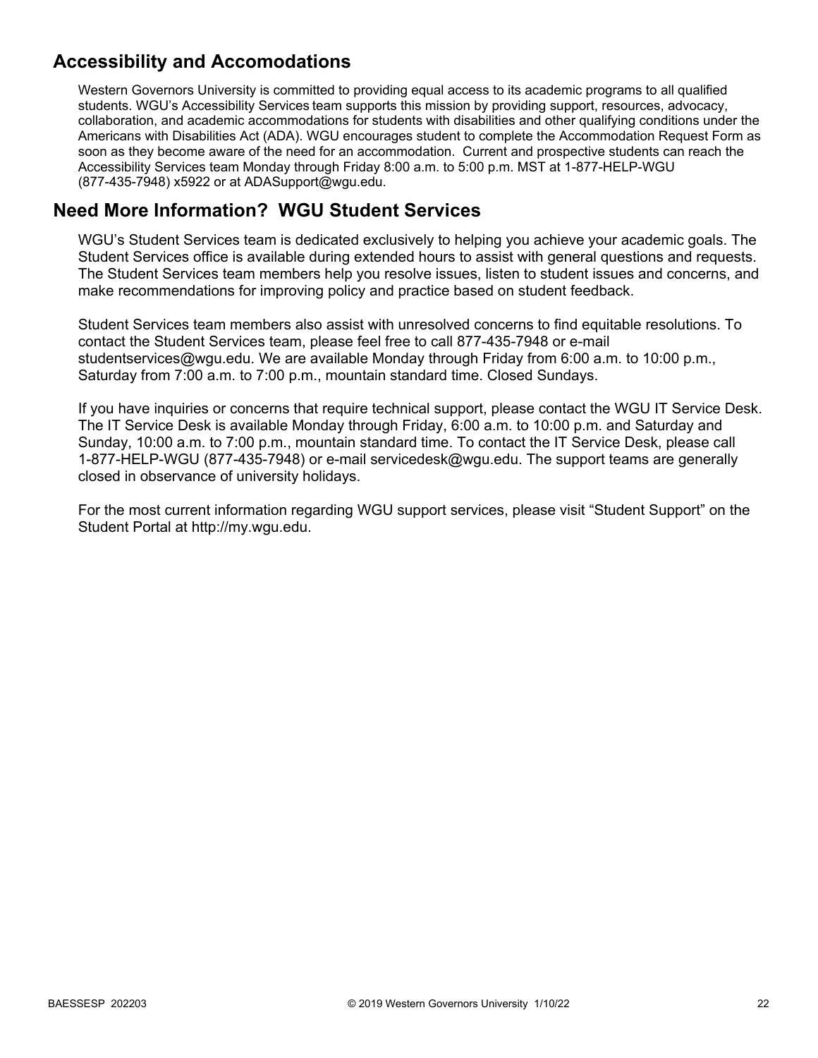## Accessibility and Accomodations

Western Governors University is committed to providing equal access to its academic programs to all qualified students. WGU's Accessibility Services team supports this mission by providing support, resources, advocacy, collaboration, and academic accommodations for students with disabilities and other qualifying conditions under the Americans with Disabilities Act (ADA). WGU encourages student to complete the Accommodation Request Form as soon as they become aware of the need for an accommodation.  Current and prospective students can reach the Accessibility Services team Monday through Friday 8:00 a.m. to 5:00 p.m. MST at 1-877-HELP-WGU (877-435-7948) x5922 or at ADASupport@wgu.edu.

## Need More Information?  WGU Student Services

WGU's Student Services team is dedicated exclusively to helping you achieve your academic goals. The Student Services office is available during extended hours to assist with general questions and requests. The Student Services team members help you resolve issues, listen to student issues and concerns, and make recommendations for improving policy and practice based on student feedback.

Student Services team members also assist with unresolved concerns to find equitable resolutions. To contact the Student Services team, please feel free to call 877-435-7948 or e-mail studentservices@wgu.edu. We are available Monday through Friday from 6:00 a.m. to 10:00 p.m., Saturday from 7:00 a.m. to 7:00 p.m., mountain standard time. Closed Sundays.

If you have inquiries or concerns that require technical support, please contact the WGU IT Service Desk. The IT Service Desk is available Monday through Friday, 6:00 a.m. to 10:00 p.m. and Saturday and Sunday, 10:00 a.m. to 7:00 p.m., mountain standard time. To contact the IT Service Desk, please call 1-877-HELP-WGU (877-435-7948) or e-mail servicedesk@wgu.edu. The support teams are generally closed in observance of university holidays.

For the most current information regarding WGU support services, please visit "Student Support" on the Student Portal at http://my.wgu.edu.